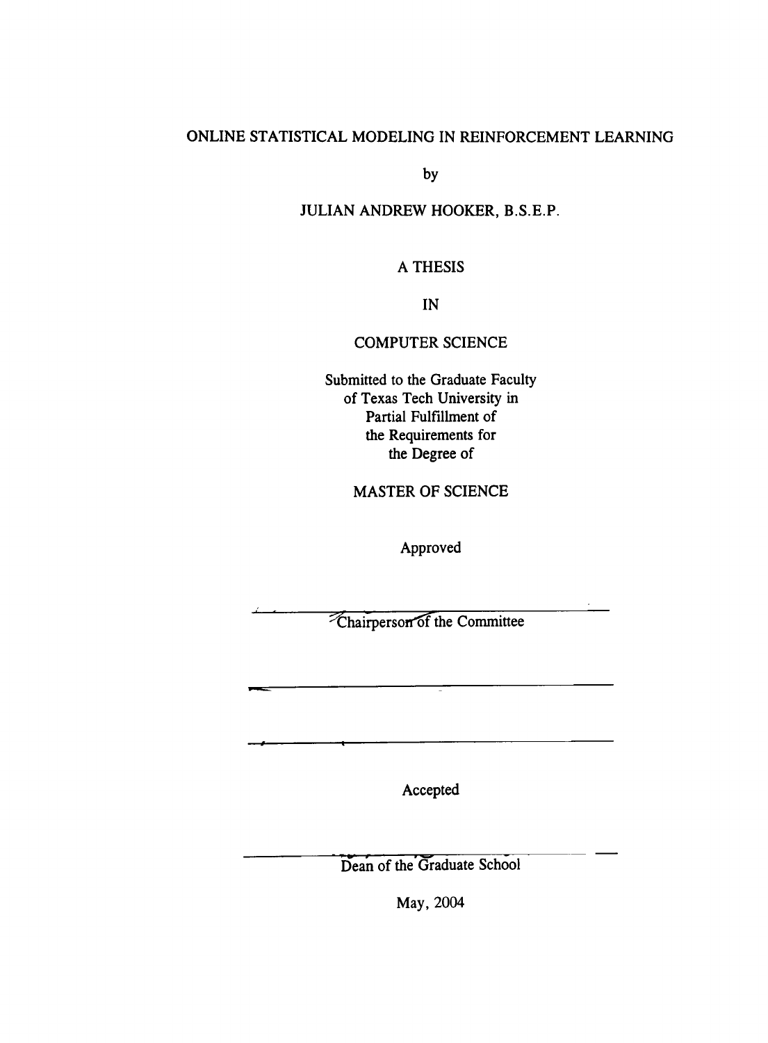# ONLINE STATISTICAL MODELING IN REINFORCEMENT LEARNING

by

JULIAN ANDREW HOOKER, B.S.E.P.

A THESIS

IN

COMPUTER SCIENCE

Submitted to the Graduate Faculty
of Texas Tech University in
Partial Fulfillment of
the Requirements for
the Degree of

MASTER OF SCIENCE

Approved

Chairperson of the Committee

Accepted

Dean of the Graduate School

May, 2004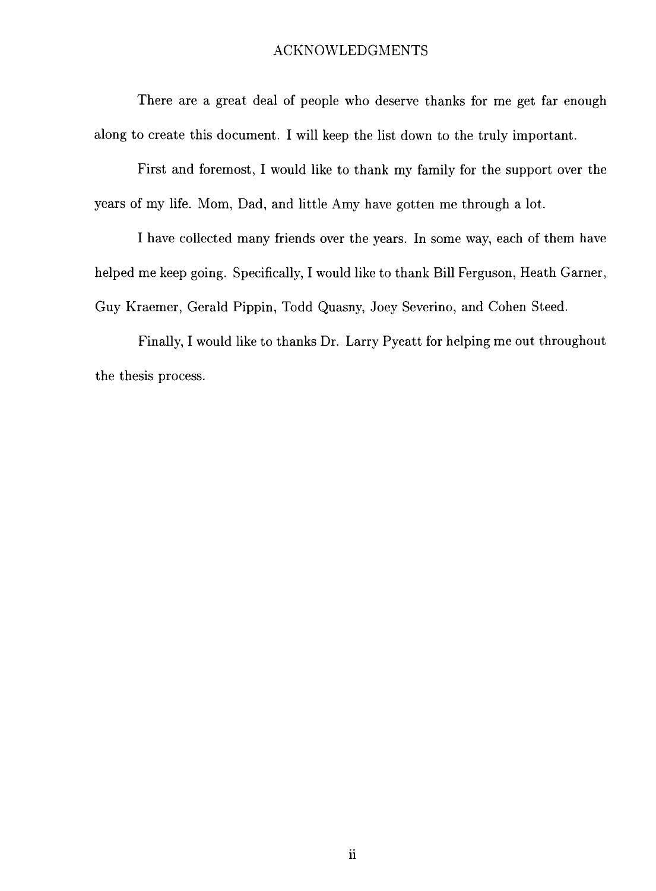# ACKNOWLEDGMENTS

There are a great deal of people who deserve thanks for me get far enough along to create this document. I will keep the list down to the truly important.

First and foremost, I would like to thank my family for the support over the years of my life. Mom, Dad, and little Amy have gotten me through a lot.

I have collected many friends over the years. In some way, each of them have helped me keep going. Specifically, I would like to thank Bill Ferguson, Heath Garner, Guy Kraemer, Gerald Pippin, Todd Quasny, Joey Severino, and Cohen Steed.

Finally, I would like to thanks Dr. Larry Pyeatt for helping me out throughout the thesis process.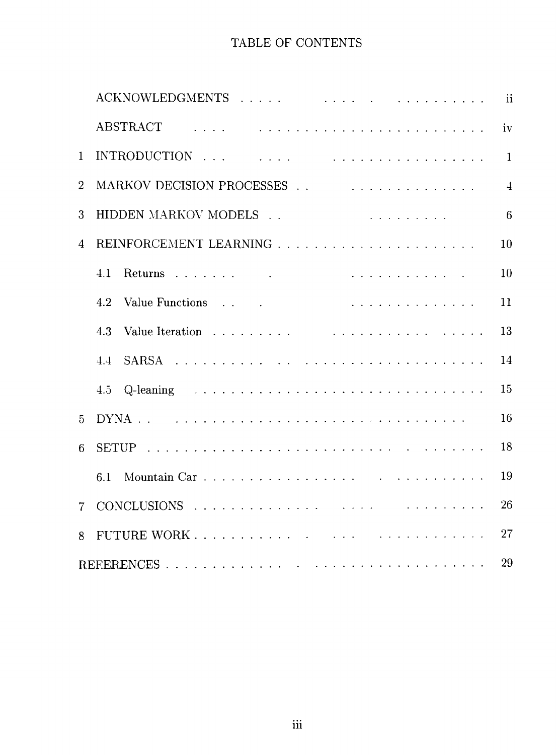# TABLE OF CONTENTS

| | | |
|---|---|---|
| | ACKNOWLEDGMENTS | ii |
| | ABSTRACT | iv |
| 1 | INTRODUCTION | 1 |
| 2 | MARKOV DECISION PROCESSES | 4 |
| 3 | HIDDEN MARKOV MODELS | 6 |
| 4 | REINFORCEMENT LEARNING | 10 |
| | 4.1 Returns | 10 |
| | 4.2 Value Functions | 11 |
| | 4.3 Value Iteration | 13 |
| | 4.4 SARSA | 14 |
| | 4.5 Q-leaning | 15 |
| 5 | DYNA | 16 |
| 6 | SETUP | 18 |
| | 6.1 Mountain Car | 19 |
| 7 | CONCLUSIONS | 26 |
| 8 | FUTURE WORK | 27 |
| | REFERENCES | 29 |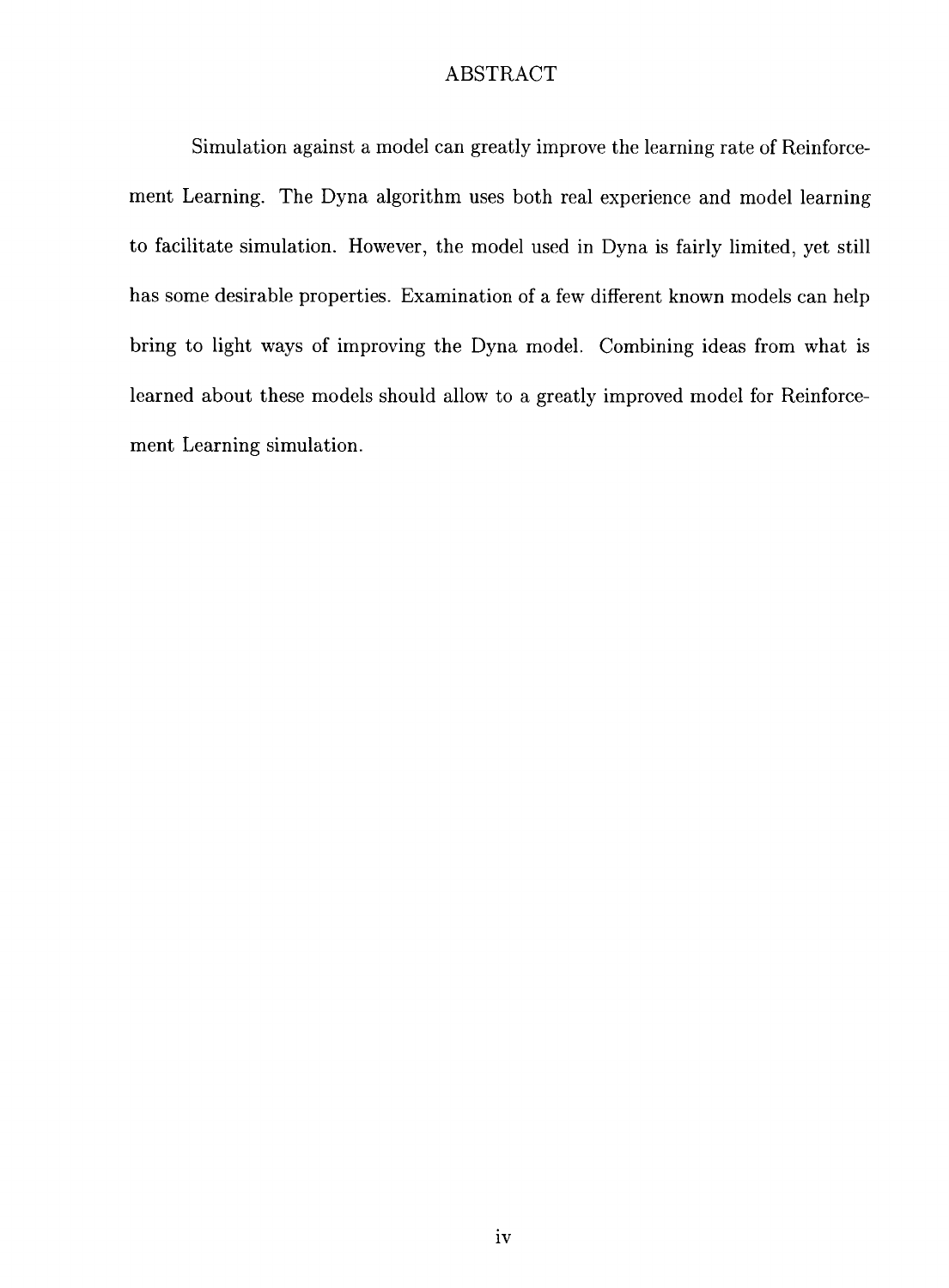# ABSTRACT

Simulation against a model can greatly improve the learning rate of Reinforcement Learning. The Dyna algorithm uses both real experience and model learning to facilitate simulation. However, the model used in Dyna is fairly limited, yet still has some desirable properties. Examination of a few different known models can help bring to light ways of improving the Dyna model. Combining ideas from what is learned about these models should allow to a greatly improved model for Reinforcement Learning simulation.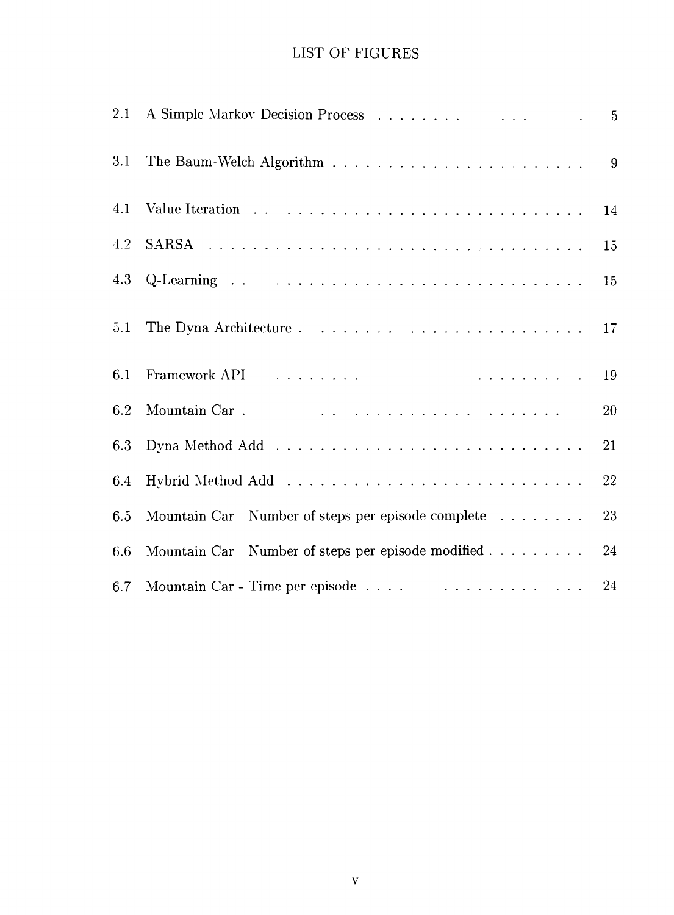# LIST OF FIGURES

| | | |
|---|---|---|
| 2.1 | A Simple Markov Decision Process | 5 |
| 3.1 | The Baum-Welch Algorithm | 9 |
| 4.1 | Value Iteration | 14 |
| 4.2 | SARSA | 15 |
| 4.3 | Q-Learning | 15 |
| 5.1 | The Dyna Architecture | 17 |
| 6.1 | Framework API | 19 |
| 6.2 | Mountain Car | 20 |
| 6.3 | Dyna Method Add | 21 |
| 6.4 | Hybrid Method Add | 22 |
| 6.5 | Mountain Car Number of steps per episode complete | 23 |
| 6.6 | Mountain Car Number of steps per episode modified | 24 |
| 6.7 | Mountain Car - Time per episode | 24 |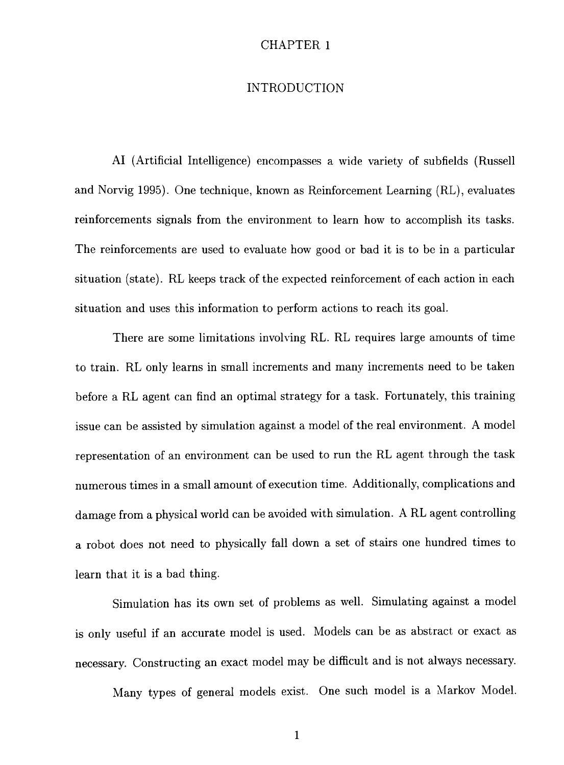# CHAPTER 1

## INTRODUCTION

AI (Artificial Intelligence) encompasses a wide variety of subfields (Russell and Norvig 1995). One technique, known as Reinforcement Learning (RL), evaluates reinforcements signals from the environment to learn how to accomplish its tasks. The reinforcements are used to evaluate how good or bad it is to be in a particular situation (state). RL keeps track of the expected reinforcement of each action in each situation and uses this information to perform actions to reach its goal.

There are some limitations involving RL. RL requires large amounts of time to train. RL only learns in small increments and many increments need to be taken before a RL agent can find an optimal strategy for a task. Fortunately, this training issue can be assisted by simulation against a model of the real environment. A model representation of an environment can be used to run the RL agent through the task numerous times in a small amount of execution time. Additionally, complications and damage from a physical world can be avoided with simulation. A RL agent controlling a robot does not need to physically fall down a set of stairs one hundred times to learn that it is a bad thing.

Simulation has its own set of problems as well. Simulating against a model is only useful if an accurate model is used. Models can be as abstract or exact as necessary. Constructing an exact model may be difficult and is not always necessary.

Many types of general models exist. One such model is a Markov Model.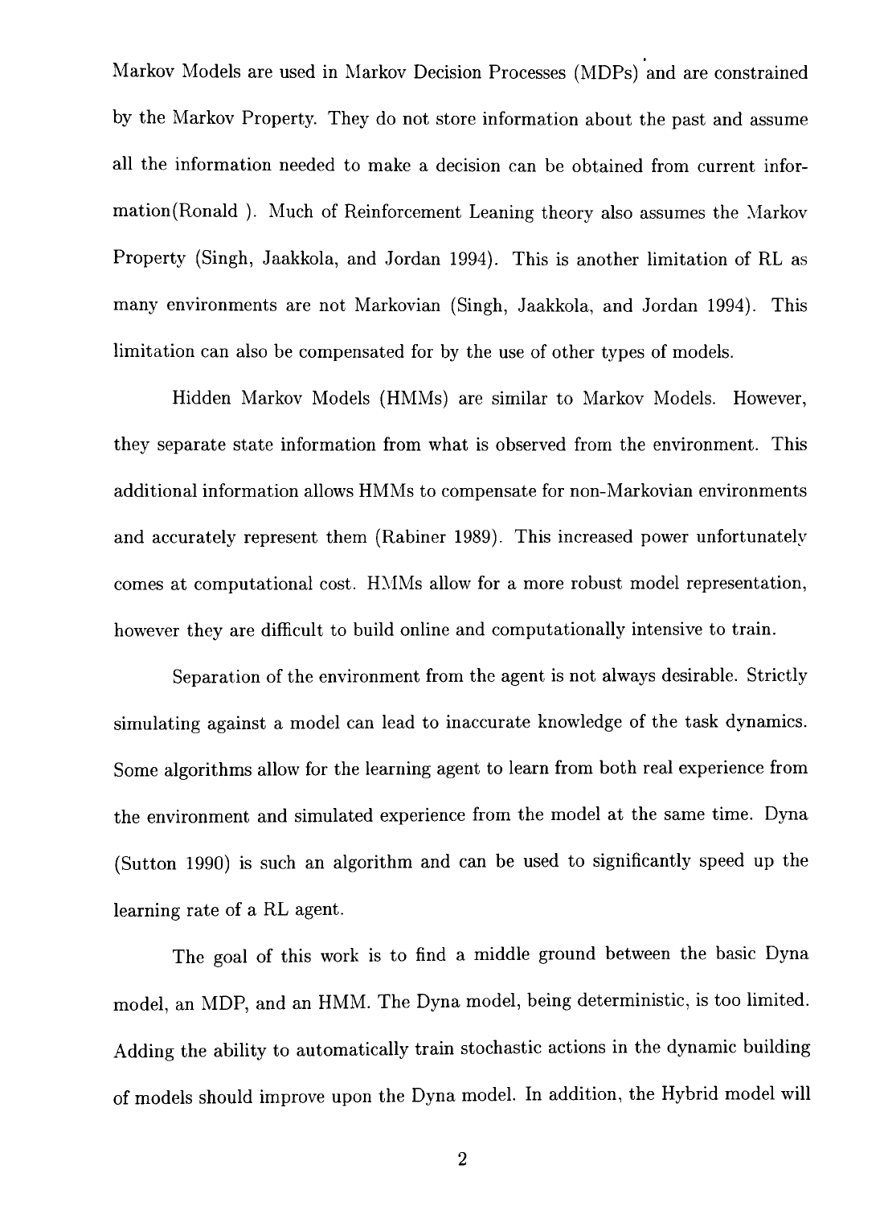Markov Models are used in Markov Decision Processes (MDPs) and are constrained by the Markov Property. They do not store information about the past and assume all the information needed to make a decision can be obtained from current information(Ronald ). Much of Reinforcement Leaning theory also assumes the Markov Property (Singh, Jaakkola, and Jordan 1994). This is another limitation of RL as many environments are not Markovian (Singh, Jaakkola, and Jordan 1994). This limitation can also be compensated for by the use of other types of models.

Hidden Markov Models (HMMs) are similar to Markov Models. However, they separate state information from what is observed from the environment. This additional information allows HMMs to compensate for non-Markovian environments and accurately represent them (Rabiner 1989). This increased power unfortunately comes at computational cost. HMMs allow for a more robust model representation, however they are difficult to build online and computationally intensive to train.

Separation of the environment from the agent is not always desirable. Strictly simulating against a model can lead to inaccurate knowledge of the task dynamics. Some algorithms allow for the learning agent to learn from both real experience from the environment and simulated experience from the model at the same time. Dyna (Sutton 1990) is such an algorithm and can be used to significantly speed up the learning rate of a RL agent.

The goal of this work is to find a middle ground between the basic Dyna model, an MDP, and an HMM. The Dyna model, being deterministic, is too limited. Adding the ability to automatically train stochastic actions in the dynamic building of models should improve upon the Dyna model. In addition, the Hybrid model will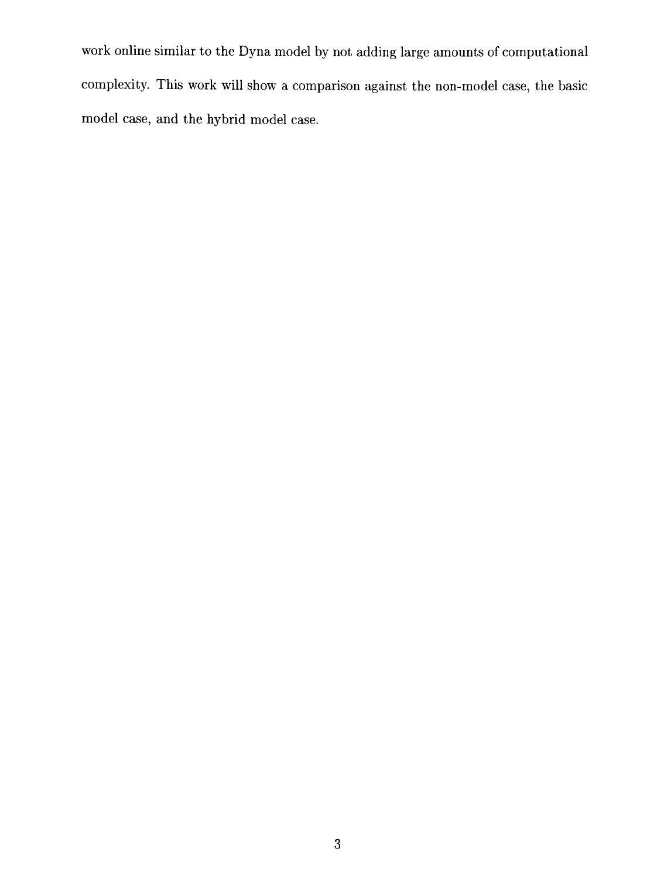work online similar to the Dyna model by not adding large amounts of computational complexity. This work will show a comparison against the non-model case, the basic model case, and the hybrid model case.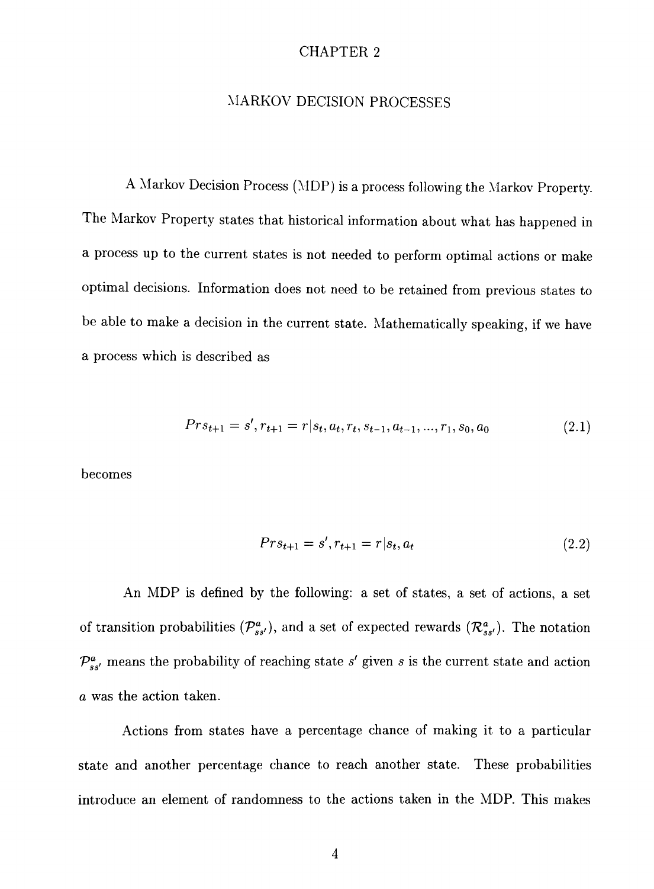# CHAPTER 2

# MARKOV DECISION PROCESSES

A Markov Decision Process (MDP) is a process following the Markov Property. The Markov Property states that historical information about what has happened in a process up to the current states is not needed to perform optimal actions or make optimal decisions. Information does not need to be retained from previous states to be able to make a decision in the current state. Mathematically speaking, if we have a process which is described as

$$Pr s_{t+1} = s', r_{t+1} = r | s_t, a_t, r_t, s_{t-1}, a_{t-1}, ..., r_1, s_0, a_0 \tag{2.1}$$

becomes

$$Pr s_{t+1} = s', r_{t+1} = r | s_t, a_t \tag{2.2}$$

An MDP is defined by the following: a set of states, a set of actions, a set of transition probabilities ($\mathcal{P}^a_{ss'}$), and a set of expected rewards ($\mathcal{R}^a_{ss'}$). The notation $\mathcal{P}^a_{ss'}$ means the probability of reaching state $s'$ given $s$ is the current state and action $a$ was the action taken.

Actions from states have a percentage chance of making it to a particular state and another percentage chance to reach another state. These probabilities introduce an element of randomness to the actions taken in the MDP. This makes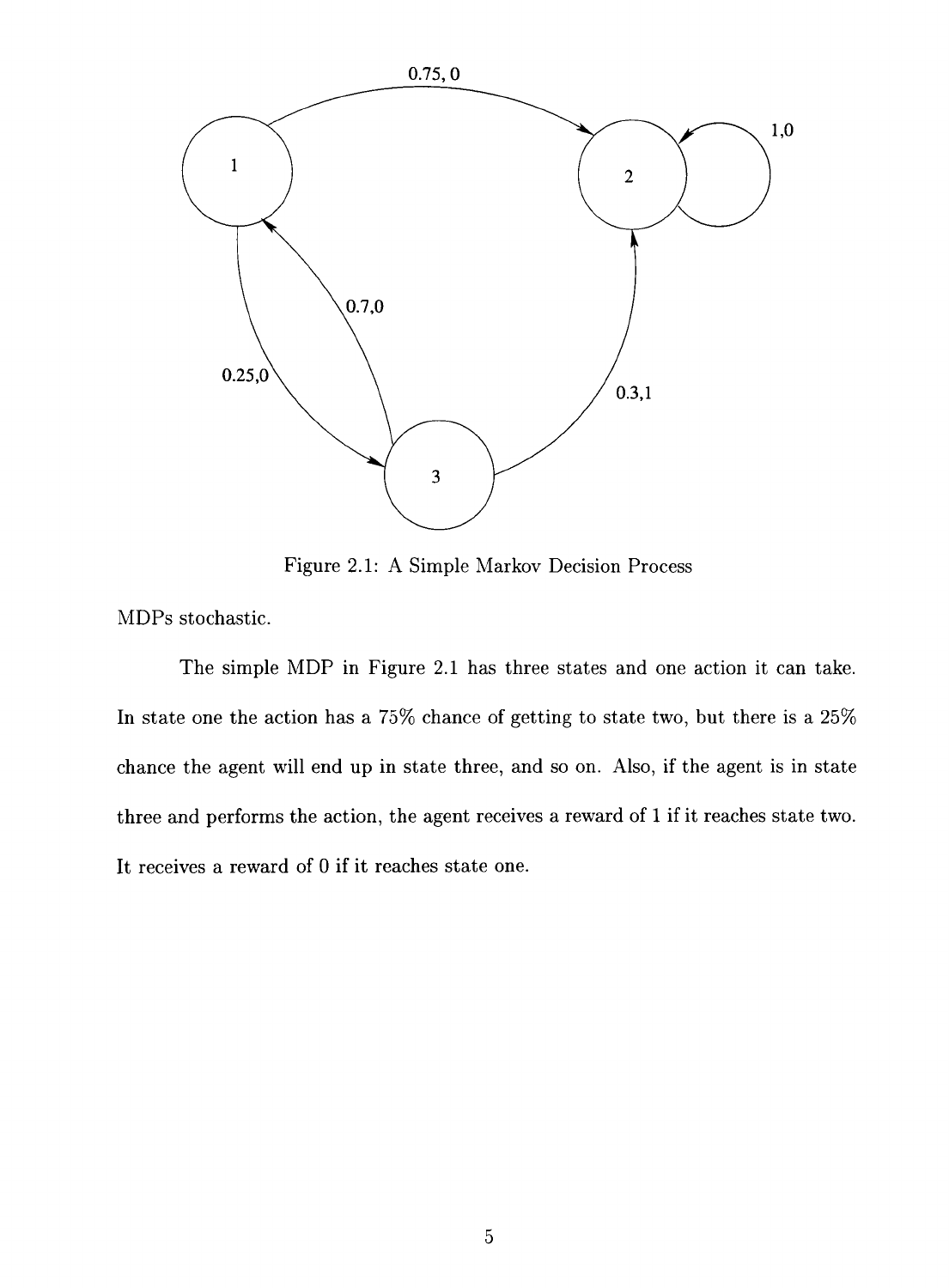Figure 2.1: A Simple Markov Decision Process

MDPs stochastic.

The simple MDP in Figure 2.1 has three states and one action it can take. In state one the action has a 75% chance of getting to state two, but there is a 25% chance the agent will end up in state three, and so on. Also, if the agent is in state three and performs the action, the agent receives a reward of 1 if it reaches state two. It receives a reward of 0 if it reaches state one.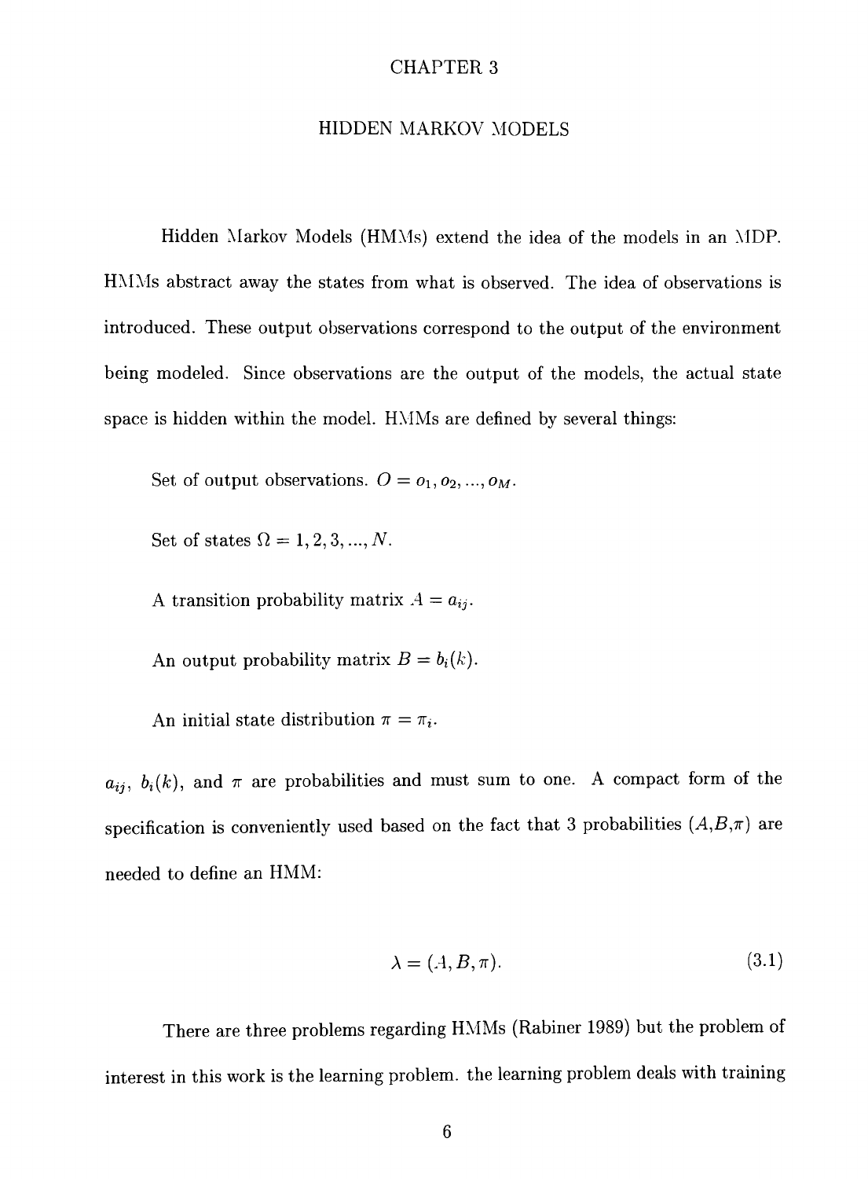# CHAPTER 3

## HIDDEN MARKOV MODELS

Hidden Markov Models (HMMs) extend the idea of the models in an MDP. HMMs abstract away the states from what is observed. The idea of observations is introduced. These output observations correspond to the output of the environment being modeled. Since observations are the output of the models, the actual state space is hidden within the model. HMMs are defined by several things:

Set of output observations. $O = o_1, o_2, ..., o_M$.

Set of states $\Omega = 1, 2, 3, ..., N$.

A transition probability matrix $A = a_{ij}$.

An output probability matrix $B = b_i(k)$.

An initial state distribution $\pi = \pi_i$.

$a_{ij}$, $b_i(k)$, and $\pi$ are probabilities and must sum to one. A compact form of the specification is conveniently used based on the fact that 3 probabilities ($A$,$B$,$\pi$) are needed to define an HMM:

$$\lambda = (A, B, \pi). \tag{3.1}$$

There are three problems regarding HMMs (Rabiner 1989) but the problem of interest in this work is the learning problem. the learning problem deals with training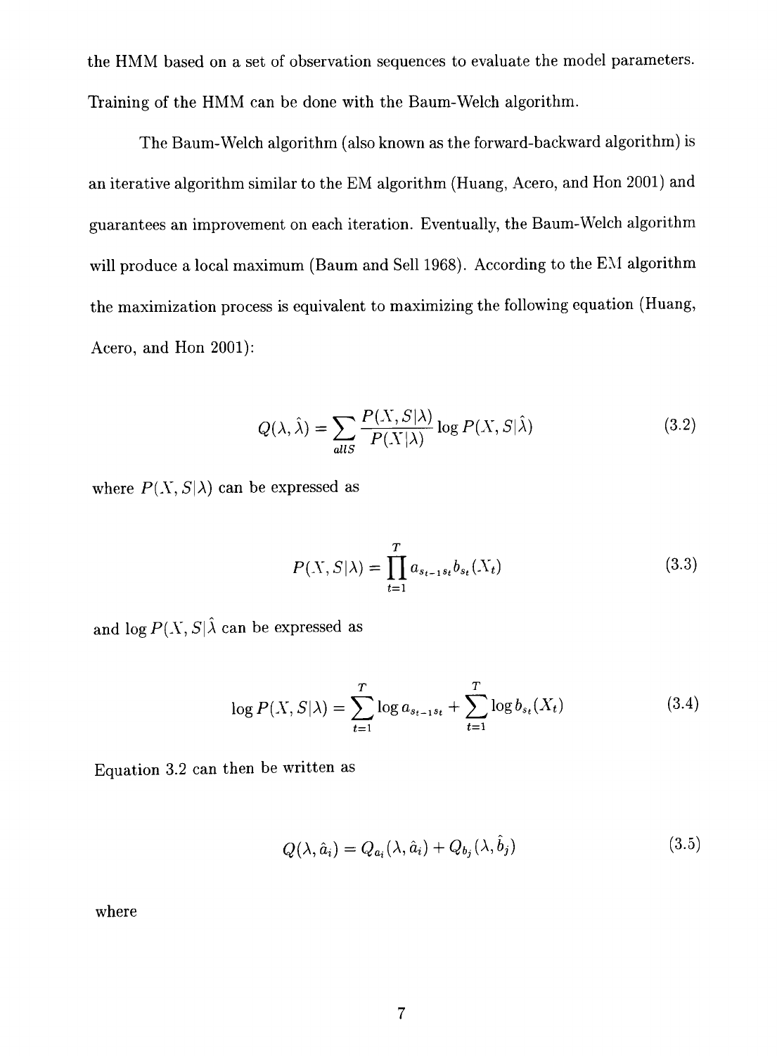the HMM based on a set of observation sequences to evaluate the model parameters. Training of the HMM can be done with the Baum-Welch algorithm.

The Baum-Welch algorithm (also known as the forward-backward algorithm) is an iterative algorithm similar to the EM algorithm (Huang, Acero, and Hon 2001) and guarantees an improvement on each iteration. Eventually, the Baum-Welch algorithm will produce a local maximum (Baum and Sell 1968). According to the EM algorithm the maximization process is equivalent to maximizing the following equation (Huang, Acero, and Hon 2001):

$$Q(\lambda, \hat{\lambda}) = \sum_{allS} \frac{P(X, S|\lambda)}{P(X|\lambda)} \log P(X, S|\hat{\lambda}) \tag{3.2}$$

where $P(X, S|\lambda)$ can be expressed as

$$P(X, S|\lambda) = \prod_{t=1}^{T} a_{s_{t-1}s_t} b_{s_t}(X_t) \tag{3.3}$$

and $\log P(X, S|\hat{\lambda}$ can be expressed as

$$\log P(X, S|\lambda) = \sum_{t=1}^{T} \log a_{s_{t-1}s_t} + \sum_{t=1}^{T} \log b_{s_t}(X_t) \tag{3.4}$$

Equation 3.2 can then be written as

$$Q(\lambda, \hat{a}_i) = Q_{a_i}(\lambda, \hat{a}_i) + Q_{b_j}(\lambda, \hat{b}_j) \tag{3.5}$$

where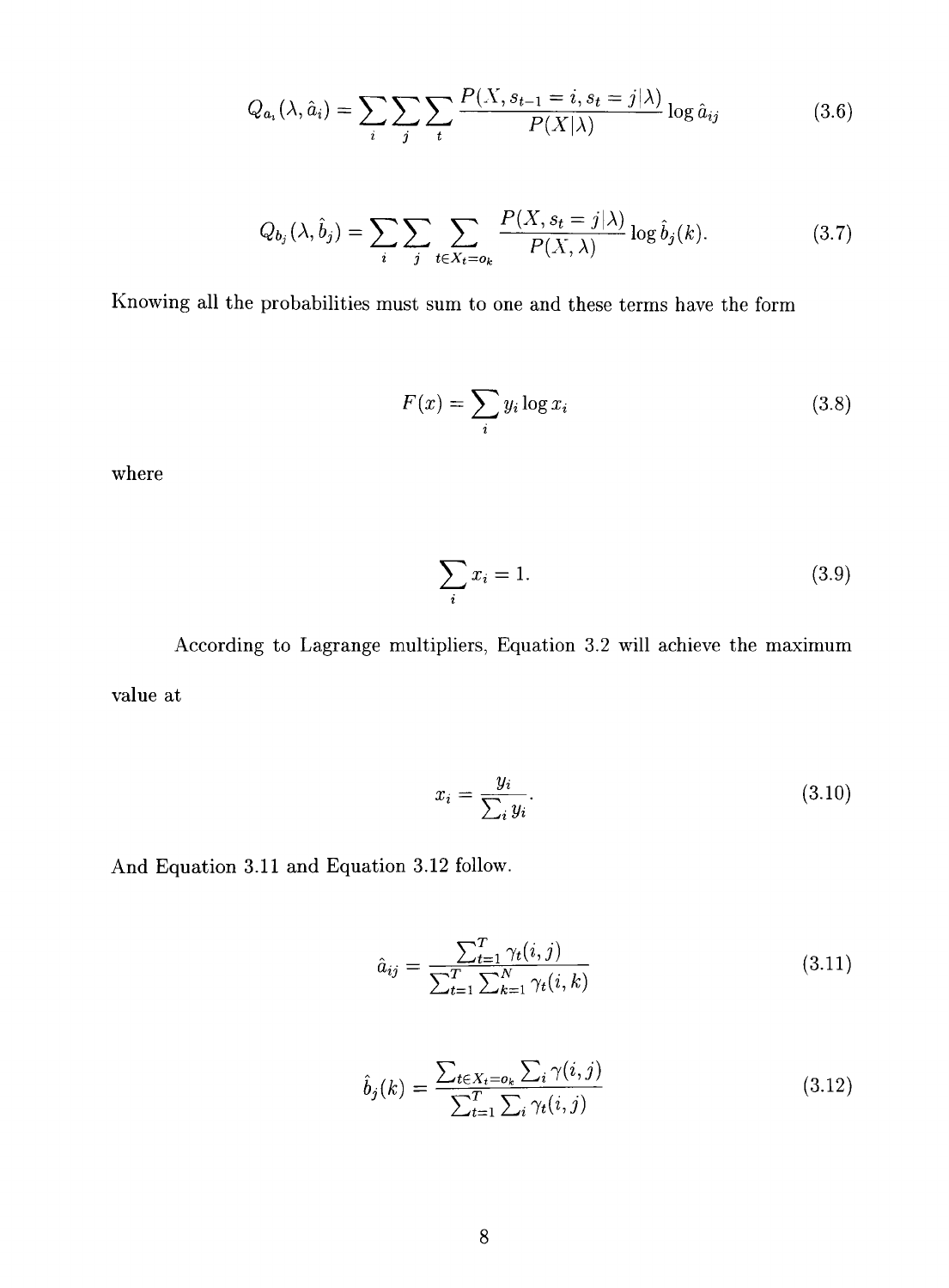$$Q_{a_i}(\lambda, \hat{a}_i) = \sum_i \sum_j \sum_t \frac{P(X, s_{t-1} = i, s_t = j|\lambda)}{P(X|\lambda)} \log \hat{a}_{ij} \tag{3.6}$$

$$Q_{b_j}(\lambda, \hat{b}_j) = \sum_i \sum_j \sum_{t \in X_t = o_k} \frac{P(X, s_t = j|\lambda)}{P(X, \lambda)} \log \hat{b}_j(k). \tag{3.7}$$

Knowing all the probabilities must sum to one and these terms have the form

$$F(x) = \sum_i y_i \log x_i \tag{3.8}$$

where

$$\sum_i x_i = 1. \tag{3.9}$$

According to Lagrange multipliers, Equation 3.2 will achieve the maximum value at

$$x_i = \frac{y_i}{\sum_i y_i}. \tag{3.10}$$

And Equation 3.11 and Equation 3.12 follow.

$$\hat{a}_{ij} = \frac{\sum_{t=1}^{T} \gamma_t(i,j)}{\sum_{t=1}^{T} \sum_{k=1}^{N} \gamma_t(i,k)} \tag{3.11}$$

$$\hat{b}_j(k) = \frac{\sum_{t \in X_t = o_k} \sum_i \gamma(i,j)}{\sum_{t=1}^{T} \sum_i \gamma_t(i,j)} \tag{3.12}$$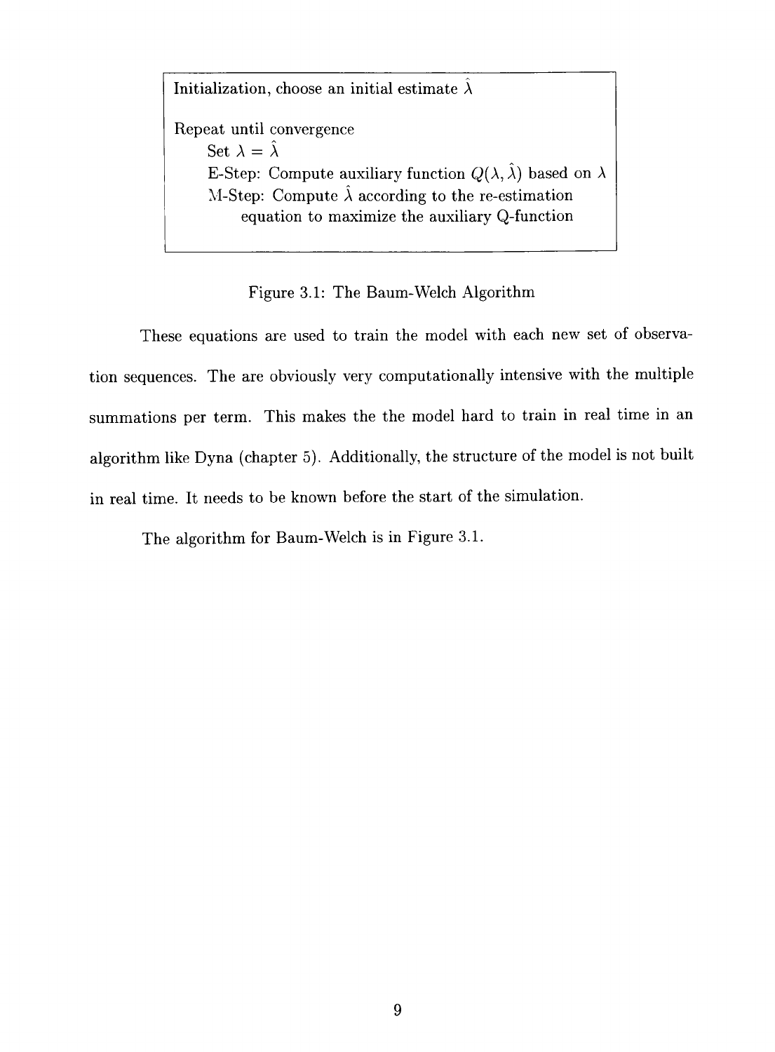```
Initialization, choose an initial estimate λ̂

Repeat until convergence
    Set λ = λ̂
    E-Step: Compute auxiliary function Q(λ, λ̂) based on λ
    M-Step: Compute λ̂ according to the re-estimation
        equation to maximize the auxiliary Q-function
```

Figure 3.1: The Baum-Welch Algorithm

These equations are used to train the model with each new set of observation sequences. The are obviously very computationally intensive with the multiple summations per term. This makes the the model hard to train in real time in an algorithm like Dyna (chapter 5). Additionally, the structure of the model is not built in real time. It needs to be known before the start of the simulation.

The algorithm for Baum-Welch is in Figure 3.1.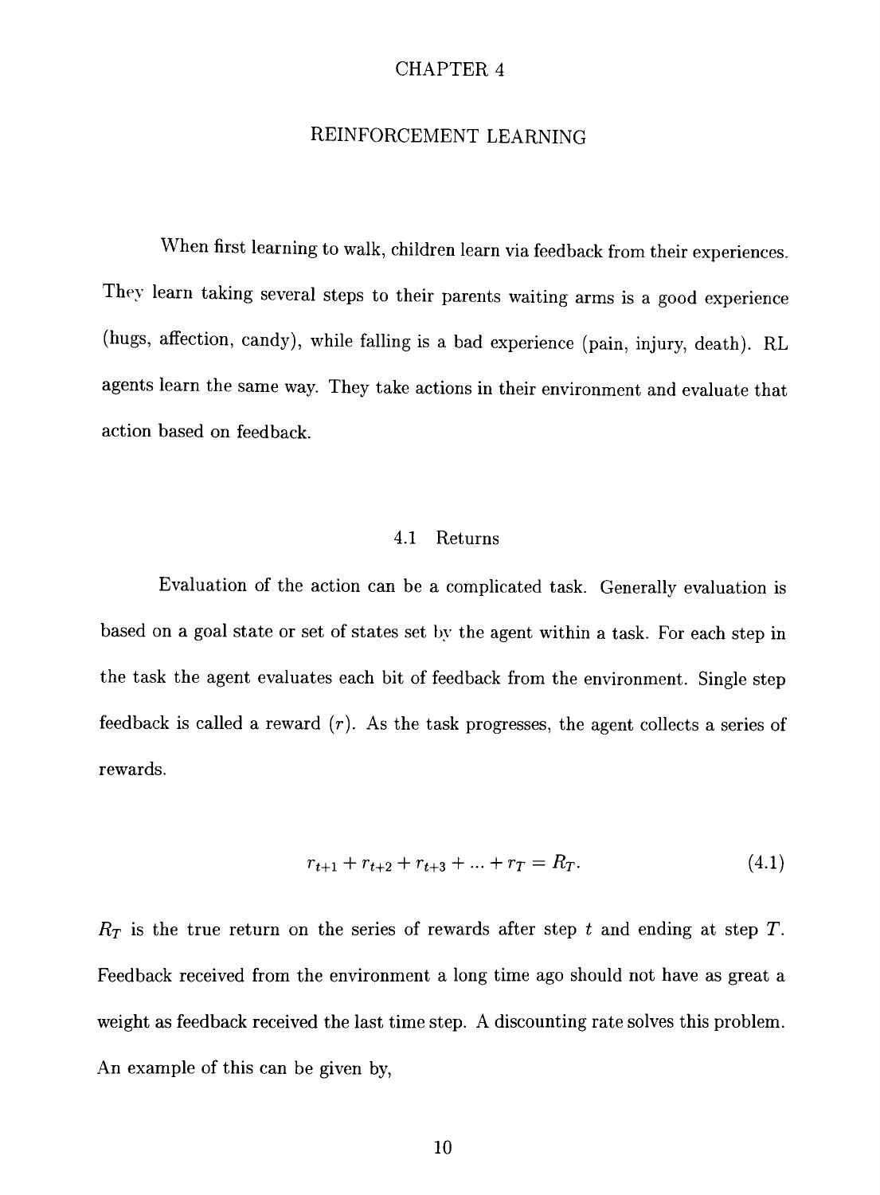# CHAPTER 4

# REINFORCEMENT LEARNING

When first learning to walk, children learn via feedback from their experiences. They learn taking several steps to their parents waiting arms is a good experience (hugs, affection, candy), while falling is a bad experience (pain, injury, death). RL agents learn the same way. They take actions in their environment and evaluate that action based on feedback.

## 4.1 Returns

Evaluation of the action can be a complicated task. Generally evaluation is based on a goal state or set of states set by the agent within a task. For each step in the task the agent evaluates each bit of feedback from the environment. Single step feedback is called a reward ($r$). As the task progresses, the agent collects a series of rewards.

$$r_{t+1} + r_{t+2} + r_{t+3} + ... + r_T = R_T. \tag{4.1}$$

$R_T$ is the true return on the series of rewards after step $t$ and ending at step $T$. Feedback received from the environment a long time ago should not have as great a weight as feedback received the last time step. A discounting rate solves this problem. An example of this can be given by,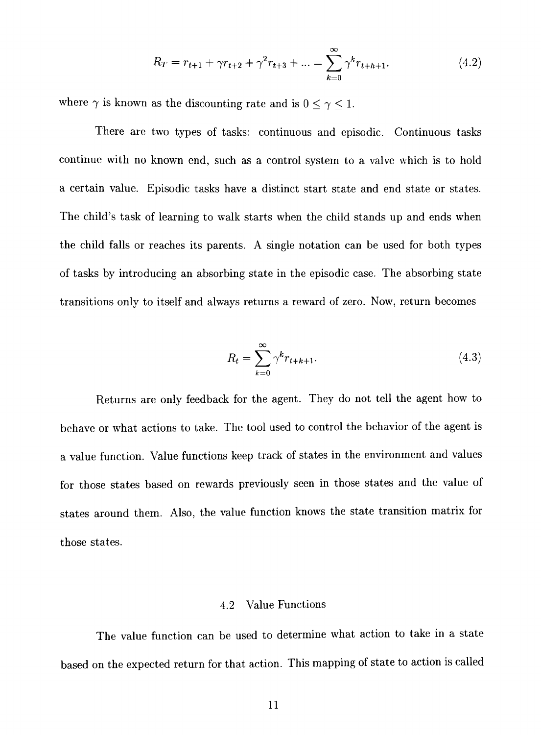$$R_T = r_{t+1} + \gamma r_{t+2} + \gamma^2 r_{t+3} + ... = \sum_{k=0}^{\infty} \gamma^k r_{t+h+1}. \tag{4.2}$$

where $\gamma$ is known as the discounting rate and is $0 \leq \gamma \leq 1$.

There are two types of tasks: continuous and episodic. Continuous tasks continue with no known end, such as a control system to a valve which is to hold a certain value. Episodic tasks have a distinct start state and end state or states. The child's task of learning to walk starts when the child stands up and ends when the child falls or reaches its parents. A single notation can be used for both types of tasks by introducing an absorbing state in the episodic case. The absorbing state transitions only to itself and always returns a reward of zero. Now, return becomes

$$R_t = \sum_{k=0}^{\infty} \gamma^k r_{t+k+1}. \tag{4.3}$$

Returns are only feedback for the agent. They do not tell the agent how to behave or what actions to take. The tool used to control the behavior of the agent is a value function. Value functions keep track of states in the environment and values for those states based on rewards previously seen in those states and the value of states around them. Also, the value function knows the state transition matrix for those states.

## 4.2 Value Functions

The value function can be used to determine what action to take in a state based on the expected return for that action. This mapping of state to action is called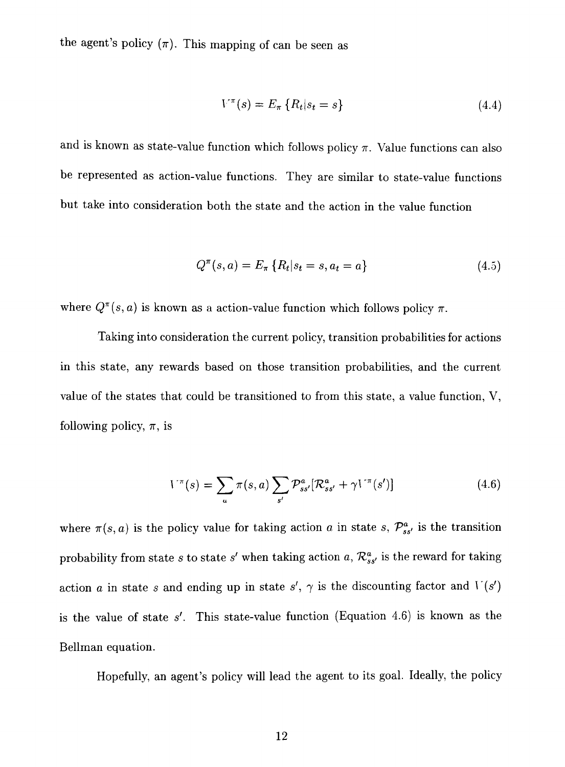the agent's policy ($\pi$). This mapping of can be seen as

$$V^{\pi}(s) = E_{\pi}\left\{R_t | s_t = s\right\} \tag{4.4}$$

and is known as state-value function which follows policy $\pi$. Value functions can also be represented as action-value functions. They are similar to state-value functions but take into consideration both the state and the action in the value function

$$Q^{\pi}(s,a) = E_{\pi}\left\{R_t | s_t = s, a_t = a\right\} \tag{4.5}$$

where $Q^{\pi}(s,a)$ is known as a action-value function which follows policy $\pi$.

Taking into consideration the current policy, transition probabilities for actions in this state, any rewards based on those transition probabilities, and the current value of the states that could be transitioned to from this state, a value function, V, following policy, $\pi$, is

$$V^{\pi}(s) = \sum_{a} \pi(s,a) \sum_{s'} \mathcal{P}_{ss'}^{a} [\mathcal{R}_{ss'}^{a} + \gamma V^{\pi}(s')] \tag{4.6}$$

where $\pi(s,a)$ is the policy value for taking action $a$ in state $s$, $\mathcal{P}_{ss'}^{a}$ is the transition probability from state $s$ to state $s'$ when taking action $a$, $\mathcal{R}_{ss'}^{a}$ is the reward for taking action $a$ in state $s$ and ending up in state $s'$, $\gamma$ is the discounting factor and $V(s')$ is the value of state $s'$. This state-value function (Equation 4.6) is known as the Bellman equation.

Hopefully, an agent's policy will lead the agent to its goal. Ideally, the policy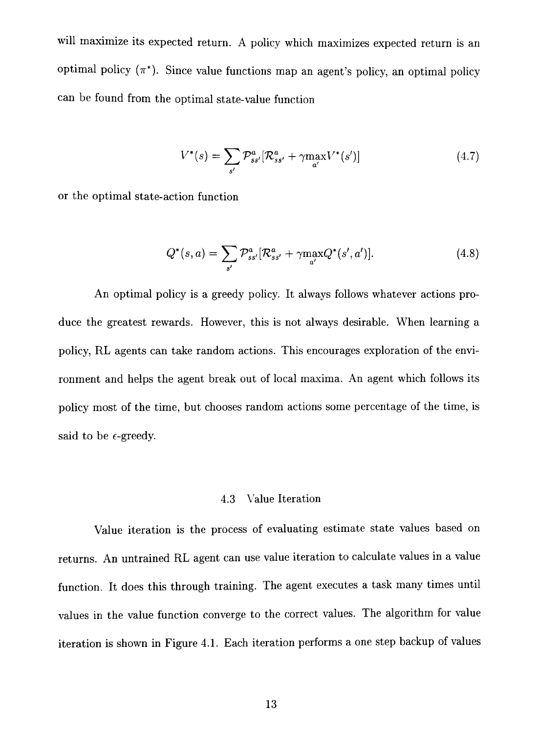will maximize its expected return. A policy which maximizes expected return is an optimal policy ($\pi^*$). Since value functions map an agent's policy, an optimal policy can be found from the optimal state-value function

$$V^*(s) = \sum_{s'} \mathcal{P}^a_{ss'}[\mathcal{R}^a_{ss'} + \gamma \max_{a'} V^*(s')] \tag{4.7}$$

or the optimal state-action function

$$Q^*(s,a) = \sum_{s'} \mathcal{P}^a_{ss'}[\mathcal{R}^a_{ss'} + \gamma \max_{a'} Q^*(s',a')]. \tag{4.8}$$

An optimal policy is a greedy policy. It always follows whatever actions produce the greatest rewards. However, this is not always desirable. When learning a policy, RL agents can take random actions. This encourages exploration of the environment and helps the agent break out of local maxima. An agent which follows its policy most of the time, but chooses random actions some percentage of the time, is said to be $\epsilon$-greedy.

## 4.3 Value Iteration

Value iteration is the process of evaluating estimate state values based on returns. An untrained RL agent can use value iteration to calculate values in a value function. It does this through training. The agent executes a task many times until values in the value function converge to the correct values. The algorithm for value iteration is shown in Figure 4.1. Each iteration performs a one step backup of values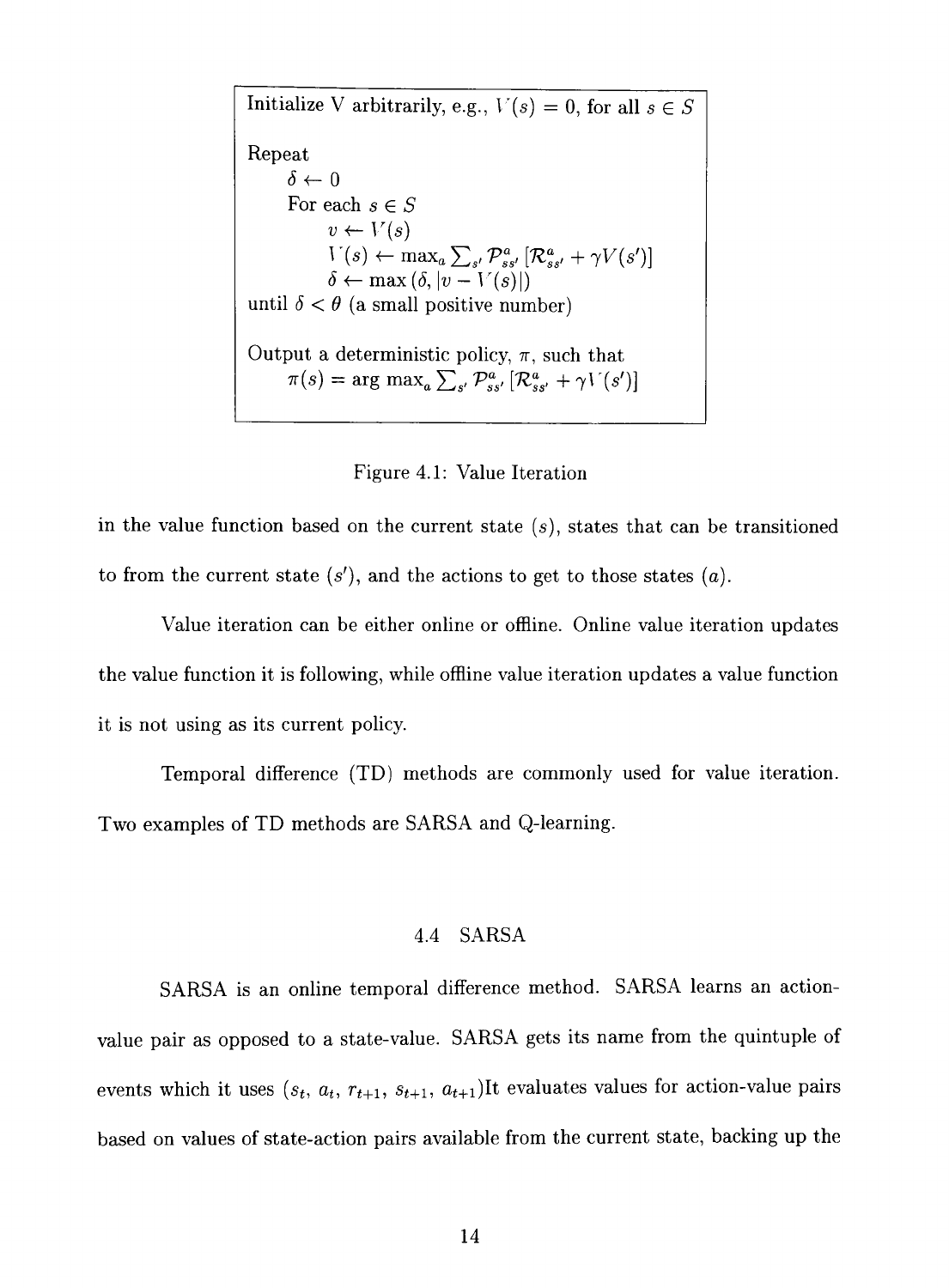```
Initialize V arbitrarily, e.g., V(s) = 0, for all s ∈ S

Repeat
    δ ← 0
    For each s ∈ S
        v ← V(s)
        V(s) ← max_a Σ_s' P^a_ss' [R^a_ss' + γV(s')]
        δ ← max(δ, |v − V(s)|)
until δ < θ (a small positive number)

Output a deterministic policy, π, such that
    π(s) = arg max_a Σ_s' P^a_ss' [R^a_ss' + γV(s')]
```

Figure 4.1: Value Iteration

in the value function based on the current state ($s$), states that can be transitioned to from the current state ($s'$), and the actions to get to those states ($a$).

Value iteration can be either online or offline. Online value iteration updates the value function it is following, while offline value iteration updates a value function it is not using as its current policy.

Temporal difference (TD) methods are commonly used for value iteration. Two examples of TD methods are SARSA and Q-learning.

## 4.4 SARSA

SARSA is an online temporal difference method. SARSA learns an action-value pair as opposed to a state-value. SARSA gets its name from the quintuple of events which it uses ($s_t$, $a_t$, $r_{t+1}$, $s_{t+1}$, $a_{t+1}$)It evaluates values for action-value pairs based on values of state-action pairs available from the current state, backing up the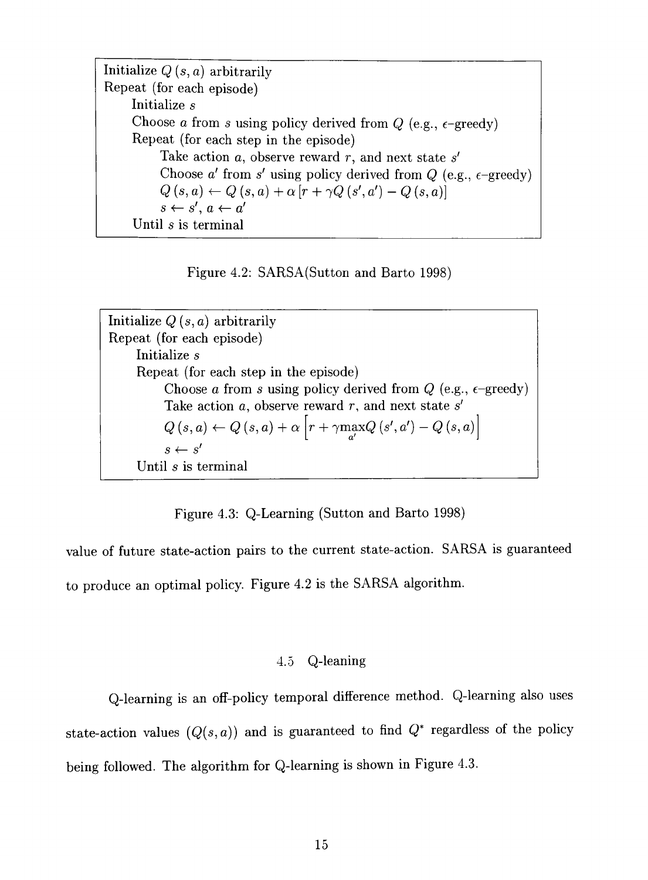```
Initialize Q(s, a) arbitrarily
Repeat (for each episode)
    Initialize s
    Choose a from s using policy derived from Q (e.g., ε-greedy)
    Repeat (for each step in the episode)
        Take action a, observe reward r, and next state s'
        Choose a' from s' using policy derived from Q (e.g., ε-greedy)
        Q(s, a) ← Q(s, a) + α[r + γQ(s', a') − Q(s, a)]
        s ← s', a ← a'
    Until s is terminal
```

Figure 4.2: SARSA(Sutton and Barto 1998)

```
Initialize Q(s, a) arbitrarily
Repeat (for each episode)
    Initialize s
    Repeat (for each step in the episode)
        Choose a from s using policy derived from Q (e.g., ε-greedy)
        Take action a, observe reward r, and next state s'
        Q(s, a) ← Q(s, a) + α[r + γ max_a' Q(s', a') − Q(s, a)]
        s ← s'
    Until s is terminal
```

Figure 4.3: Q-Learning (Sutton and Barto 1998)

value of future state-action pairs to the current state-action. SARSA is guaranteed to produce an optimal policy. Figure 4.2 is the SARSA algorithm.

## 4.5 Q-leaning

Q-learning is an off-policy temporal difference method. Q-learning also uses state-action values ($Q(s, a)$) and is guaranteed to find $Q^*$ regardless of the policy being followed. The algorithm for Q-learning is shown in Figure 4.3.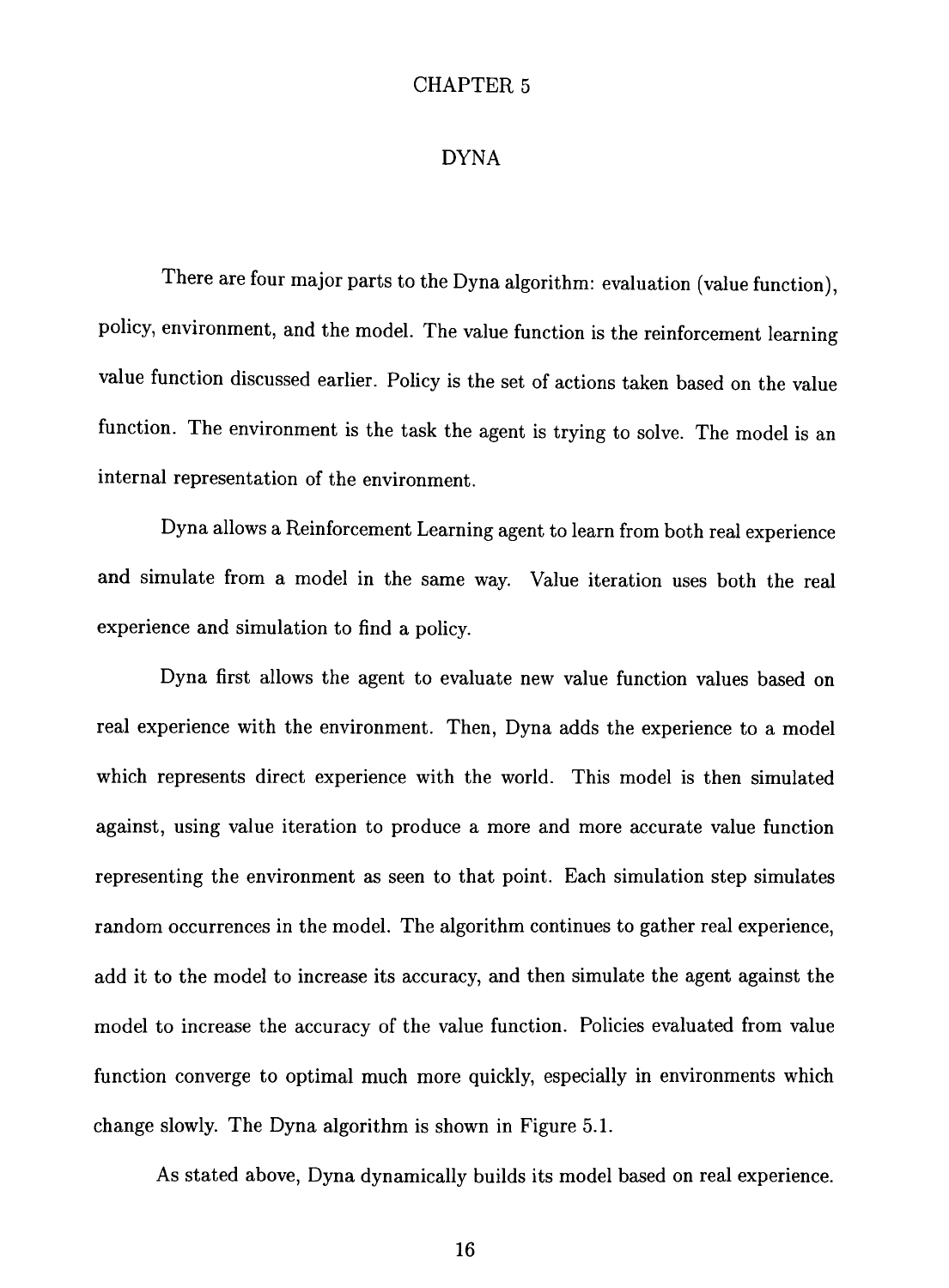# CHAPTER 5

## DYNA

There are four major parts to the Dyna algorithm: evaluation (value function), policy, environment, and the model. The value function is the reinforcement learning value function discussed earlier. Policy is the set of actions taken based on the value function. The environment is the task the agent is trying to solve. The model is an internal representation of the environment.

Dyna allows a Reinforcement Learning agent to learn from both real experience and simulate from a model in the same way. Value iteration uses both the real experience and simulation to find a policy.

Dyna first allows the agent to evaluate new value function values based on real experience with the environment. Then, Dyna adds the experience to a model which represents direct experience with the world. This model is then simulated against, using value iteration to produce a more and more accurate value function representing the environment as seen to that point. Each simulation step simulates random occurrences in the model. The algorithm continues to gather real experience, add it to the model to increase its accuracy, and then simulate the agent against the model to increase the accuracy of the value function. Policies evaluated from value function converge to optimal much more quickly, especially in environments which change slowly. The Dyna algorithm is shown in Figure 5.1.

As stated above, Dyna dynamically builds its model based on real experience.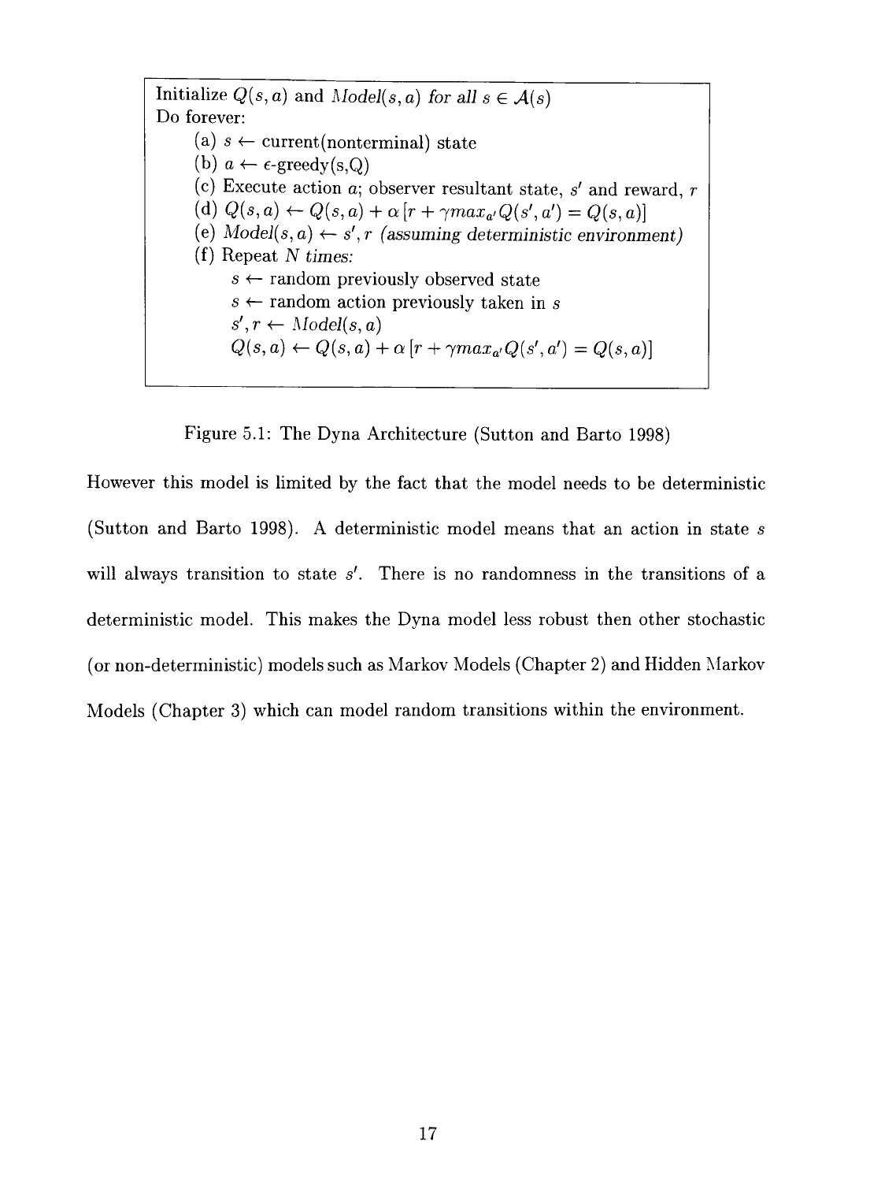```
Initialize Q(s, a) and Model(s, a) for all s ∈ A(s)
Do forever:
    (a) s ← current(nonterminal) state
    (b) a ← ε-greedy(s,Q)
    (c) Execute action a; observer resultant state, s' and reward, r
    (d) Q(s, a) ← Q(s, a) + α [r + γmax_a' Q(s', a') = Q(s, a)]
    (e) Model(s, a) ← s', r (assuming deterministic environment)
    (f) Repeat N times:
        s ← random previously observed state
        s ← random action previously taken in s
        s', r ← Model(s, a)
        Q(s, a) ← Q(s, a) + α [r + γmax_a' Q(s', a') = Q(s, a)]
```

Figure 5.1: The Dyna Architecture (Sutton and Barto 1998)

However this model is limited by the fact that the model needs to be deterministic (Sutton and Barto 1998). A deterministic model means that an action in state $s$ will always transition to state $s'$. There is no randomness in the transitions of a deterministic model. This makes the Dyna model less robust then other stochastic (or non-deterministic) models such as Markov Models (Chapter 2) and Hidden Markov Models (Chapter 3) which can model random transitions within the environment.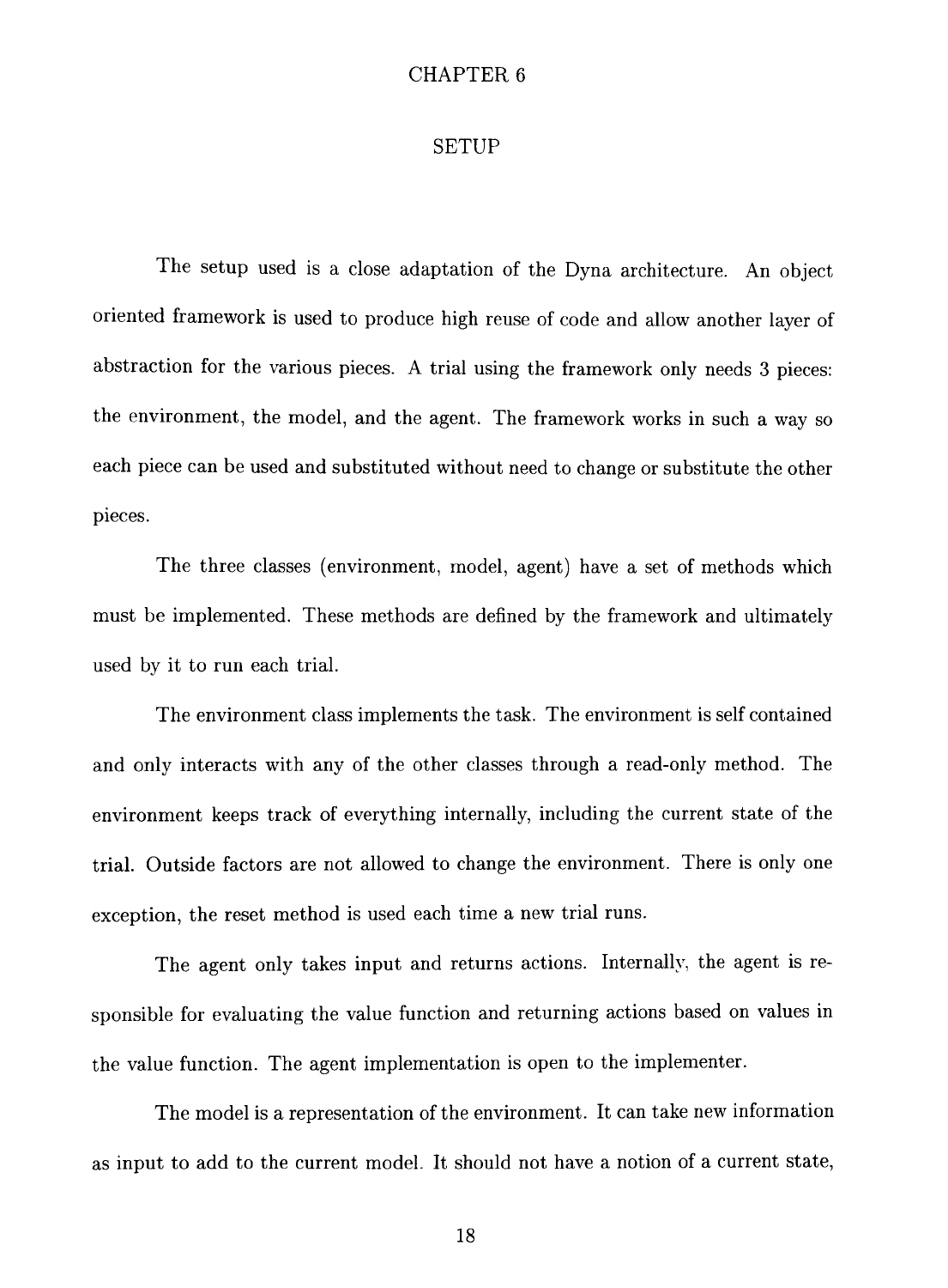# CHAPTER 6

# SETUP

The setup used is a close adaptation of the Dyna architecture. An object oriented framework is used to produce high reuse of code and allow another layer of abstraction for the various pieces. A trial using the framework only needs 3 pieces: the environment, the model, and the agent. The framework works in such a way so each piece can be used and substituted without need to change or substitute the other pieces.

The three classes (environment, model, agent) have a set of methods which must be implemented. These methods are defined by the framework and ultimately used by it to run each trial.

The environment class implements the task. The environment is self contained and only interacts with any of the other classes through a read-only method. The environment keeps track of everything internally, including the current state of the trial. Outside factors are not allowed to change the environment. There is only one exception, the reset method is used each time a new trial runs.

The agent only takes input and returns actions. Internally, the agent is responsible for evaluating the value function and returning actions based on values in the value function. The agent implementation is open to the implementer.

The model is a representation of the environment. It can take new information as input to add to the current model. It should not have a notion of a current state,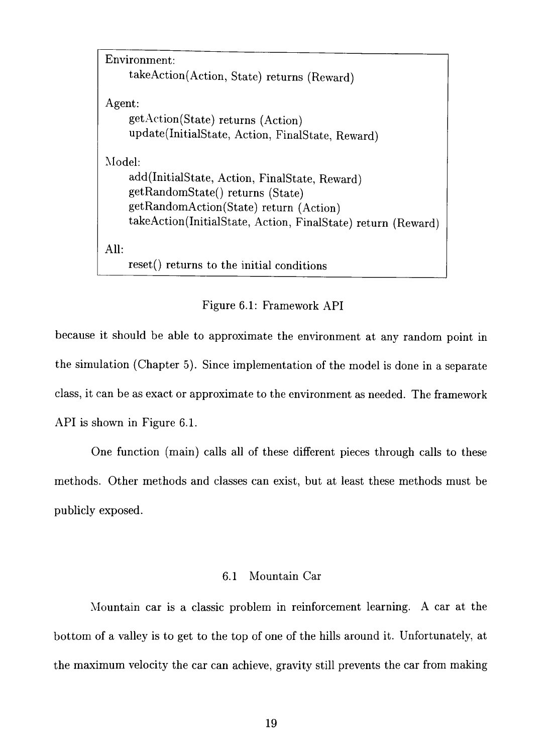```
Environment:
    takeAction(Action, State) returns (Reward)

Agent:
    getAction(State) returns (Action)
    update(InitialState, Action, FinalState, Reward)

Model:
    add(InitialState, Action, FinalState, Reward)
    getRandomState() returns (State)
    getRandomAction(State) return (Action)
    takeAction(InitialState, Action, FinalState) return (Reward)

All:
    reset() returns to the initial conditions
```

Figure 6.1: Framework API

because it should be able to approximate the environment at any random point in the simulation (Chapter 5). Since implementation of the model is done in a separate class, it can be as exact or approximate to the environment as needed. The framework API is shown in Figure 6.1.

One function (main) calls all of these different pieces through calls to these methods. Other methods and classes can exist, but at least these methods must be publicly exposed.

## 6.1 Mountain Car

Mountain car is a classic problem in reinforcement learning. A car at the bottom of a valley is to get to the top of one of the hills around it. Unfortunately, at the maximum velocity the car can achieve, gravity still prevents the car from making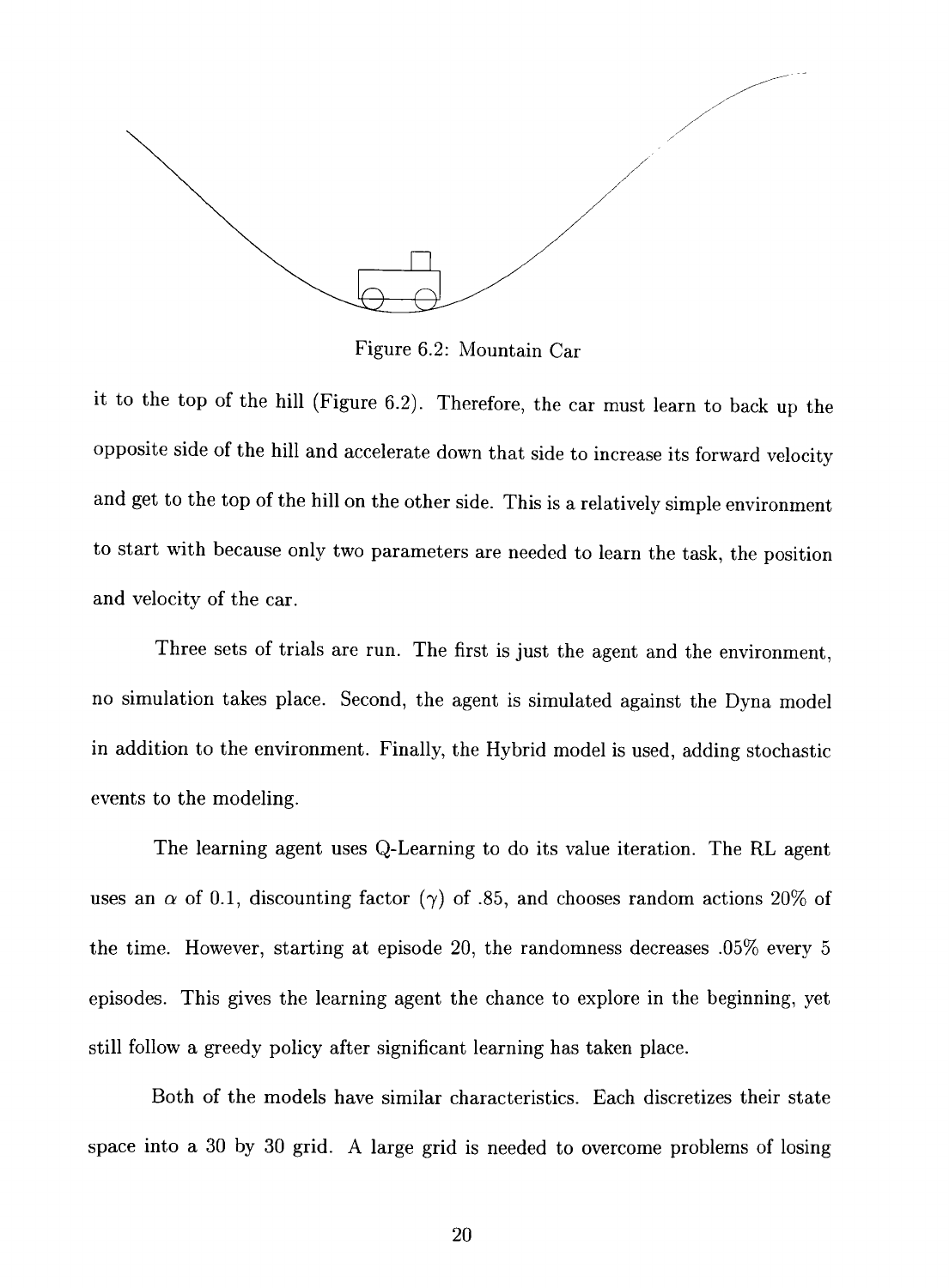Figure 6.2: Mountain Car

it to the top of the hill (Figure 6.2). Therefore, the car must learn to back up the opposite side of the hill and accelerate down that side to increase its forward velocity and get to the top of the hill on the other side. This is a relatively simple environment to start with because only two parameters are needed to learn the task, the position and velocity of the car.

Three sets of trials are run. The first is just the agent and the environment, no simulation takes place. Second, the agent is simulated against the Dyna model in addition to the environment. Finally, the Hybrid model is used, adding stochastic events to the modeling.

The learning agent uses Q-Learning to do its value iteration. The RL agent uses an $\alpha$ of 0.1, discounting factor ($\gamma$) of .85, and chooses random actions 20% of the time. However, starting at episode 20, the randomness decreases .05% every 5 episodes. This gives the learning agent the chance to explore in the beginning, yet still follow a greedy policy after significant learning has taken place.

Both of the models have similar characteristics. Each discretizes their state space into a 30 by 30 grid. A large grid is needed to overcome problems of losing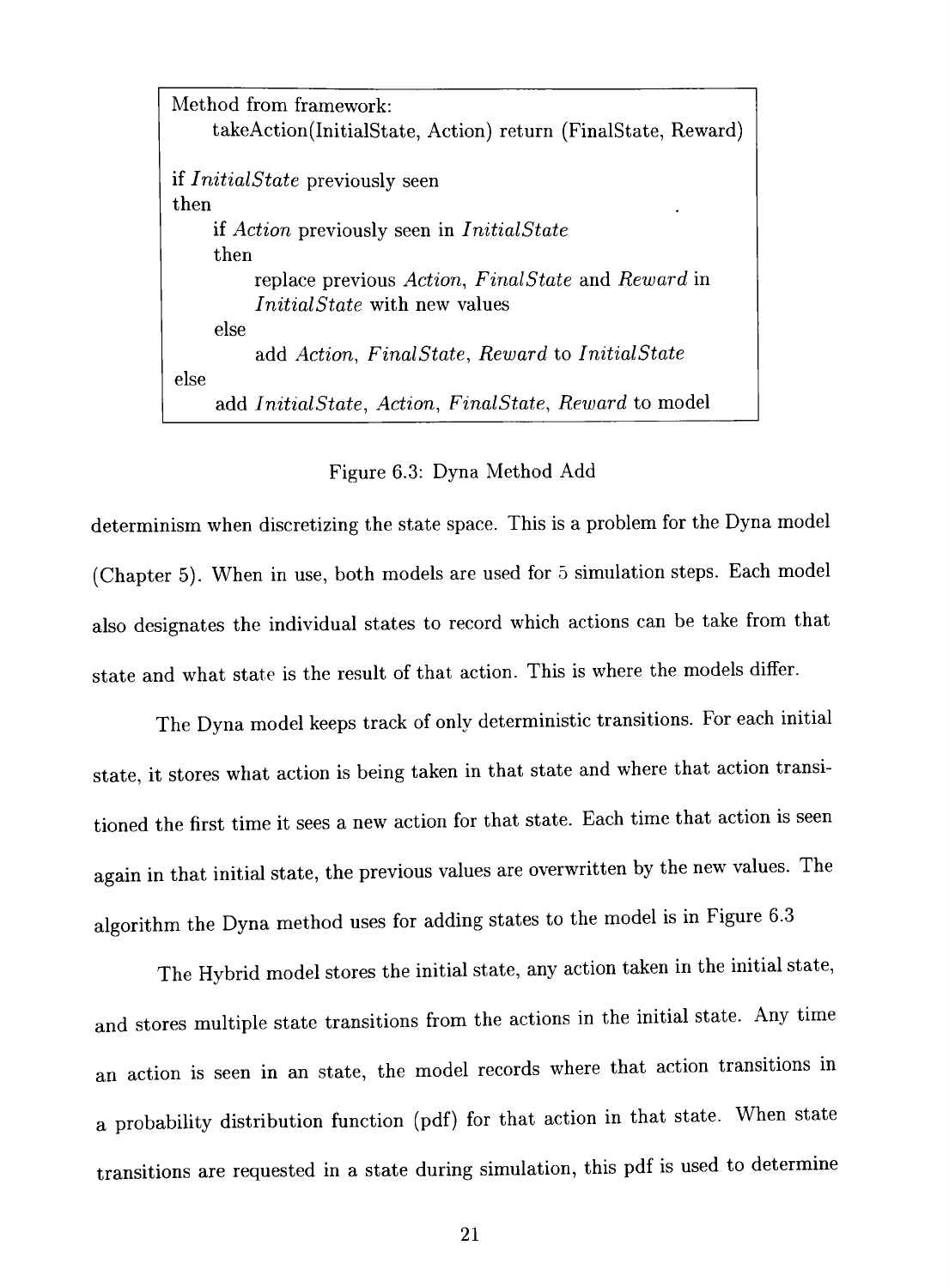```
Method from framework:
    takeAction(InitialState, Action) return (FinalState, Reward)

if InitialState previously seen
then
    if Action previously seen in InitialState
    then
        replace previous Action, FinalState and Reward in
        InitialState with new values
    else
        add Action, FinalState, Reward to InitialState
else
    add InitialState, Action, FinalState, Reward to model
```

Figure 6.3: Dyna Method Add

determinism when discretizing the state space. This is a problem for the Dyna model (Chapter 5). When in use, both models are used for 5 simulation steps. Each model also designates the individual states to record which actions can be take from that state and what state is the result of that action. This is where the models differ.

The Dyna model keeps track of only deterministic transitions. For each initial state, it stores what action is being taken in that state and where that action transitioned the first time it sees a new action for that state. Each time that action is seen again in that initial state, the previous values are overwritten by the new values. The algorithm the Dyna method uses for adding states to the model is in Figure 6.3

The Hybrid model stores the initial state, any action taken in the initial state, and stores multiple state transitions from the actions in the initial state. Any time an action is seen in an state, the model records where that action transitions in a probability distribution function (pdf) for that action in that state. When state transitions are requested in a state during simulation, this pdf is used to determine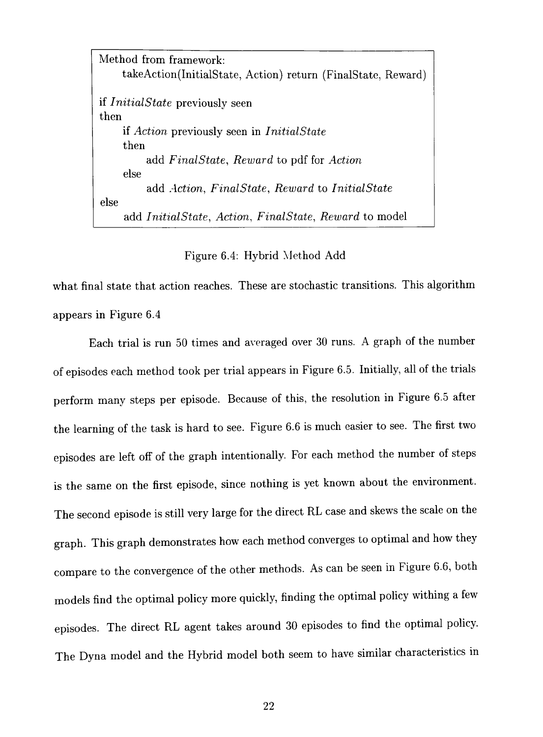```
Method from framework:
    takeAction(InitialState, Action) return (FinalState, Reward)

if InitialState previously seen
then
    if Action previously seen in InitialState
    then
        add FinalState, Reward to pdf for Action
    else
        add Action, FinalState, Reward to InitialState
else
    add InitialState, Action, FinalState, Reward to model
```

Figure 6.4: Hybrid Method Add

what final state that action reaches. These are stochastic transitions. This algorithm appears in Figure 6.4

Each trial is run 50 times and averaged over 30 runs. A graph of the number of episodes each method took per trial appears in Figure 6.5. Initially, all of the trials perform many steps per episode. Because of this, the resolution in Figure 6.5 after the learning of the task is hard to see. Figure 6.6 is much easier to see. The first two episodes are left off of the graph intentionally. For each method the number of steps is the same on the first episode, since nothing is yet known about the environment. The second episode is still very large for the direct RL case and skews the scale on the graph. This graph demonstrates how each method converges to optimal and how they compare to the convergence of the other methods. As can be seen in Figure 6.6, both models find the optimal policy more quickly, finding the optimal policy withing a few episodes. The direct RL agent takes around 30 episodes to find the optimal policy. The Dyna model and the Hybrid model both seem to have similar characteristics in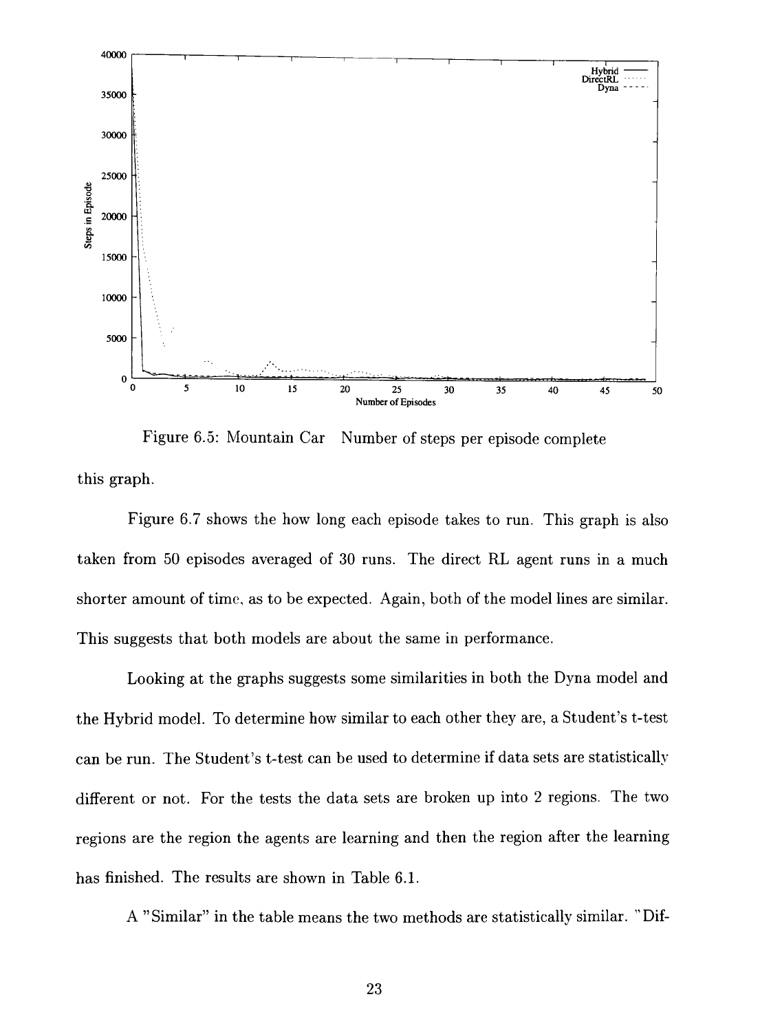Figure 6.5: Mountain Car Number of steps per episode complete

this graph.

Figure 6.7 shows the how long each episode takes to run. This graph is also taken from 50 episodes averaged of 30 runs. The direct RL agent runs in a much shorter amount of time, as to be expected. Again, both of the model lines are similar. This suggests that both models are about the same in performance.

Looking at the graphs suggests some similarities in both the Dyna model and the Hybrid model. To determine how similar to each other they are, a Student's t-test can be run. The Student's t-test can be used to determine if data sets are statistically different or not. For the tests the data sets are broken up into 2 regions. The two regions are the region the agents are learning and then the region after the learning has finished. The results are shown in Table 6.1.

A "Similar" in the table means the two methods are statistically similar. "Dif-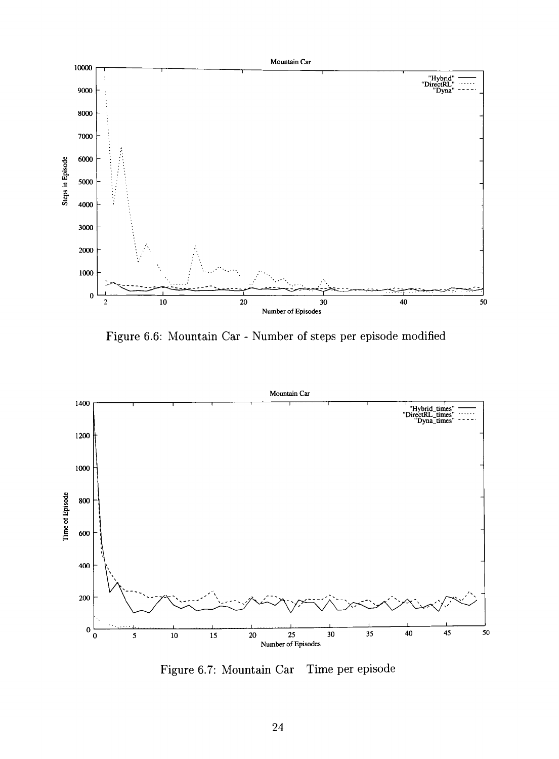Figure 6.6: Mountain Car - Number of steps per episode modified

Figure 6.7: Mountain Car Time per episode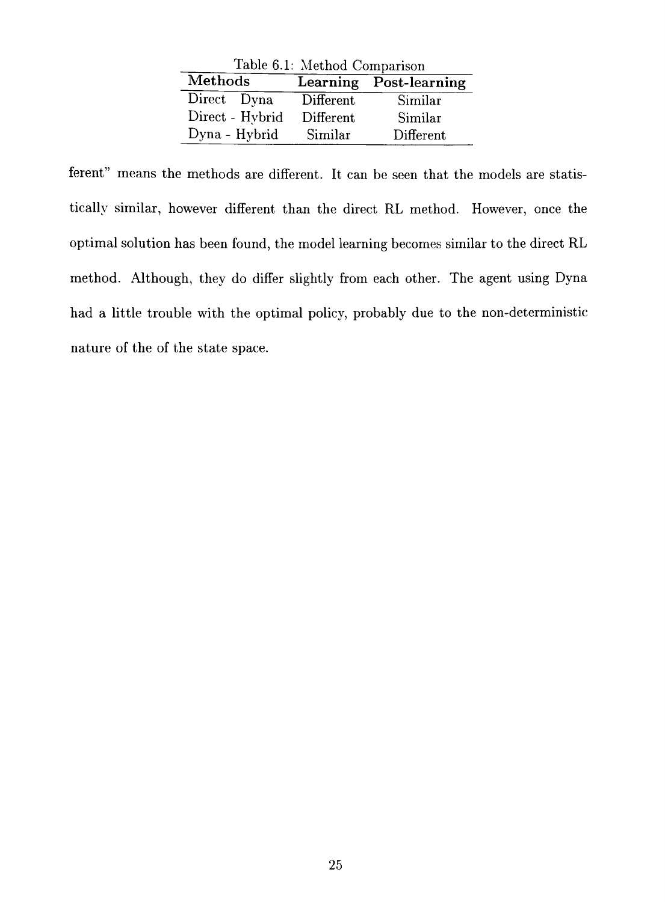Table 6.1: Method Comparison

| Methods | Learning | Post-learning |
|---|---|---|
| Direct Dyna | Different | Similar |
| Direct - Hybrid | Different | Similar |
| Dyna - Hybrid | Similar | Different |

ferent" means the methods are different. It can be seen that the models are statistically similar, however different than the direct RL method. However, once the optimal solution has been found, the model learning becomes similar to the direct RL method. Although, they do differ slightly from each other. The agent using Dyna had a little trouble with the optimal policy, probably due to the non-deterministic nature of the of the state space.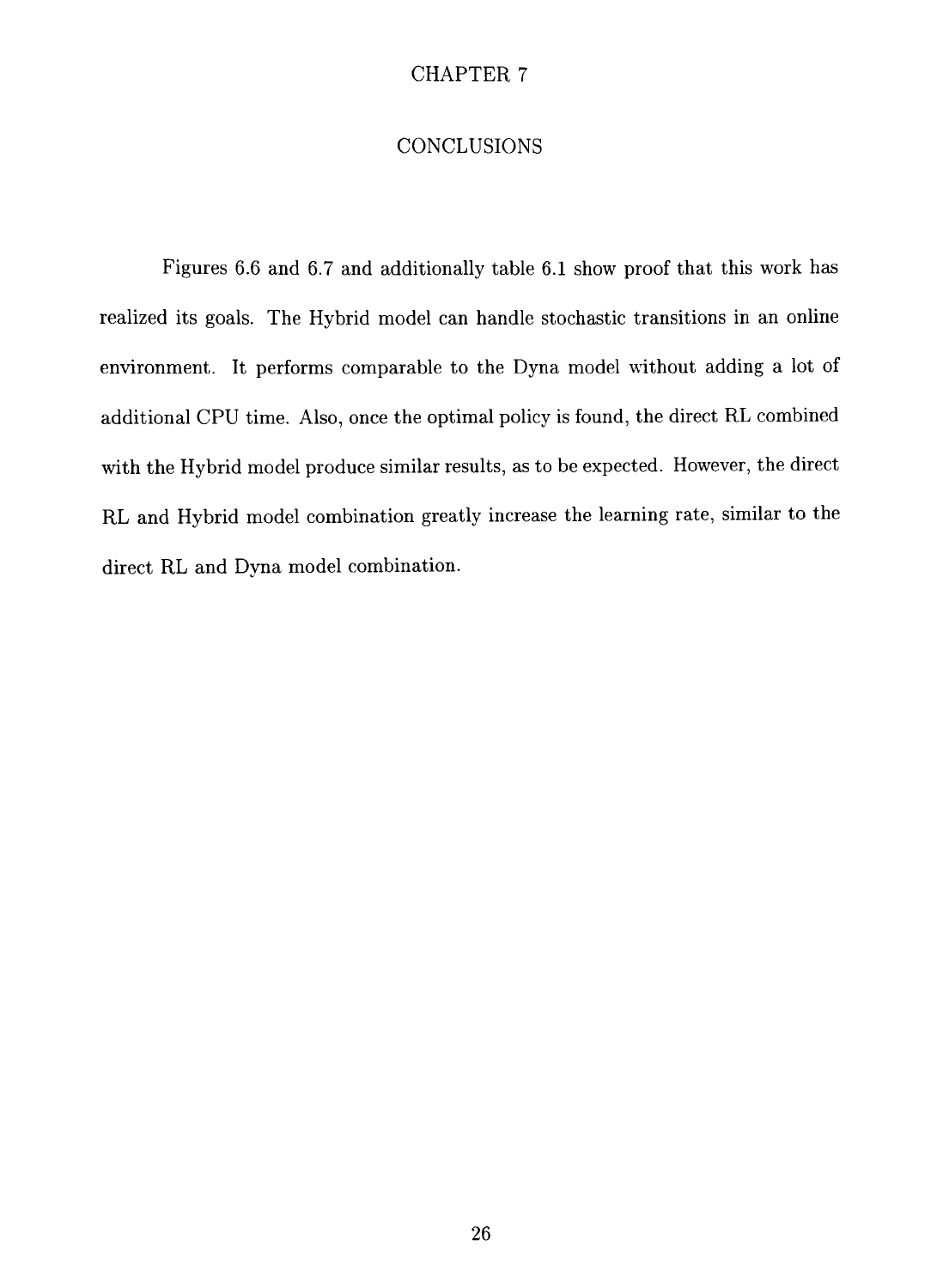# CHAPTER 7

## CONCLUSIONS

Figures 6.6 and 6.7 and additionally table 6.1 show proof that this work has realized its goals. The Hybrid model can handle stochastic transitions in an online environment. It performs comparable to the Dyna model without adding a lot of additional CPU time. Also, once the optimal policy is found, the direct RL combined with the Hybrid model produce similar results, as to be expected. However, the direct RL and Hybrid model combination greatly increase the learning rate, similar to the direct RL and Dyna model combination.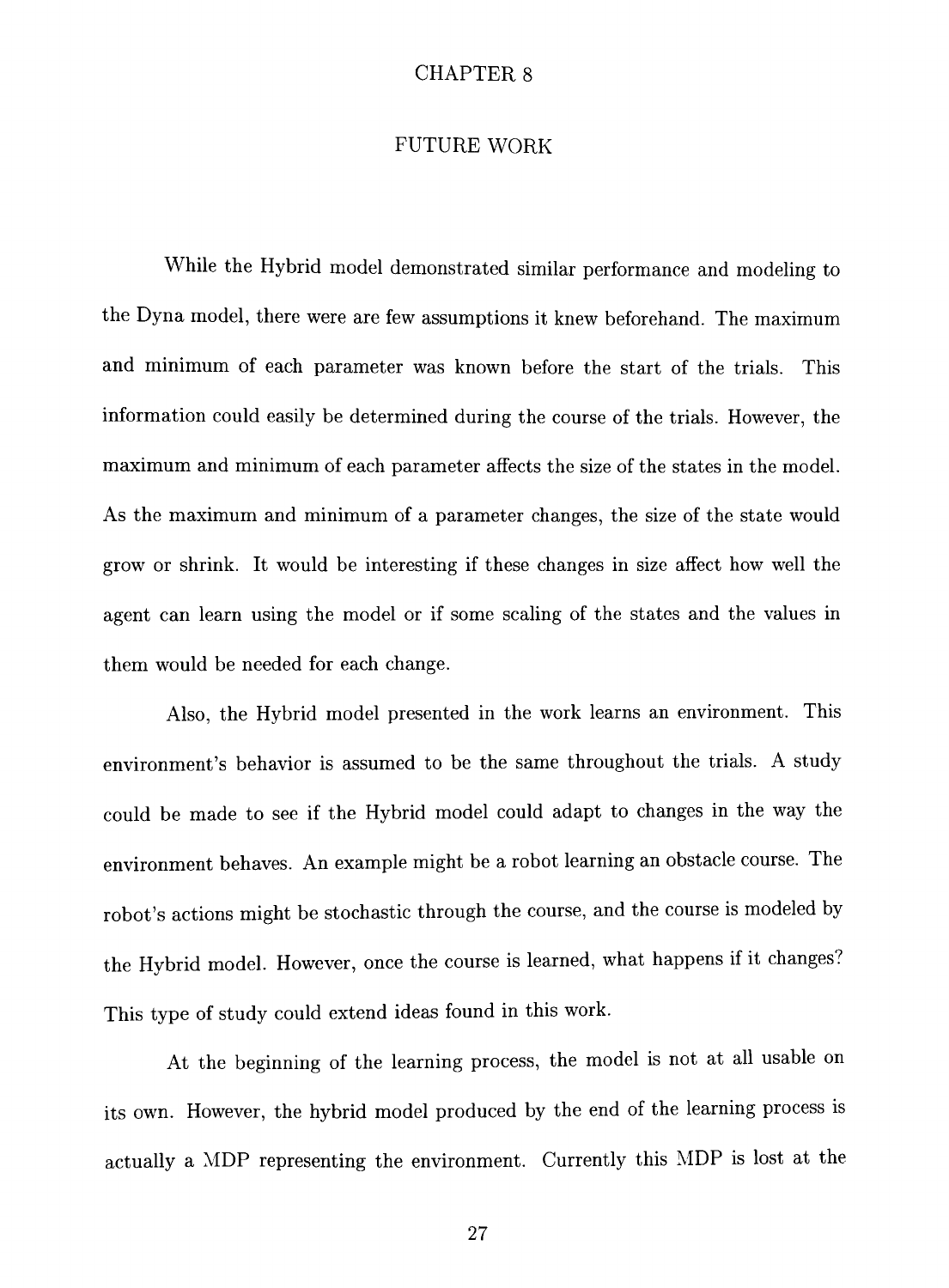# CHAPTER 8

## FUTURE WORK

While the Hybrid model demonstrated similar performance and modeling to the Dyna model, there were are few assumptions it knew beforehand. The maximum and minimum of each parameter was known before the start of the trials. This information could easily be determined during the course of the trials. However, the maximum and minimum of each parameter affects the size of the states in the model. As the maximum and minimum of a parameter changes, the size of the state would grow or shrink. It would be interesting if these changes in size affect how well the agent can learn using the model or if some scaling of the states and the values in them would be needed for each change.

Also, the Hybrid model presented in the work learns an environment. This environment's behavior is assumed to be the same throughout the trials. A study could be made to see if the Hybrid model could adapt to changes in the way the environment behaves. An example might be a robot learning an obstacle course. The robot's actions might be stochastic through the course, and the course is modeled by the Hybrid model. However, once the course is learned, what happens if it changes? This type of study could extend ideas found in this work.

At the beginning of the learning process, the model is not at all usable on its own. However, the hybrid model produced by the end of the learning process is actually a MDP representing the environment. Currently this MDP is lost at the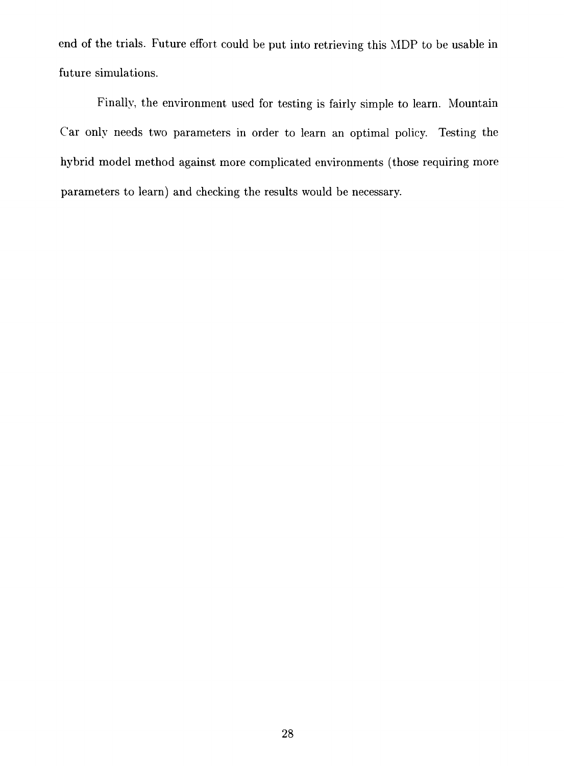end of the trials. Future effort could be put into retrieving this MDP to be usable in future simulations.

Finally, the environment used for testing is fairly simple to learn. Mountain Car only needs two parameters in order to learn an optimal policy. Testing the hybrid model method against more complicated environments (those requiring more parameters to learn) and checking the results would be necessary.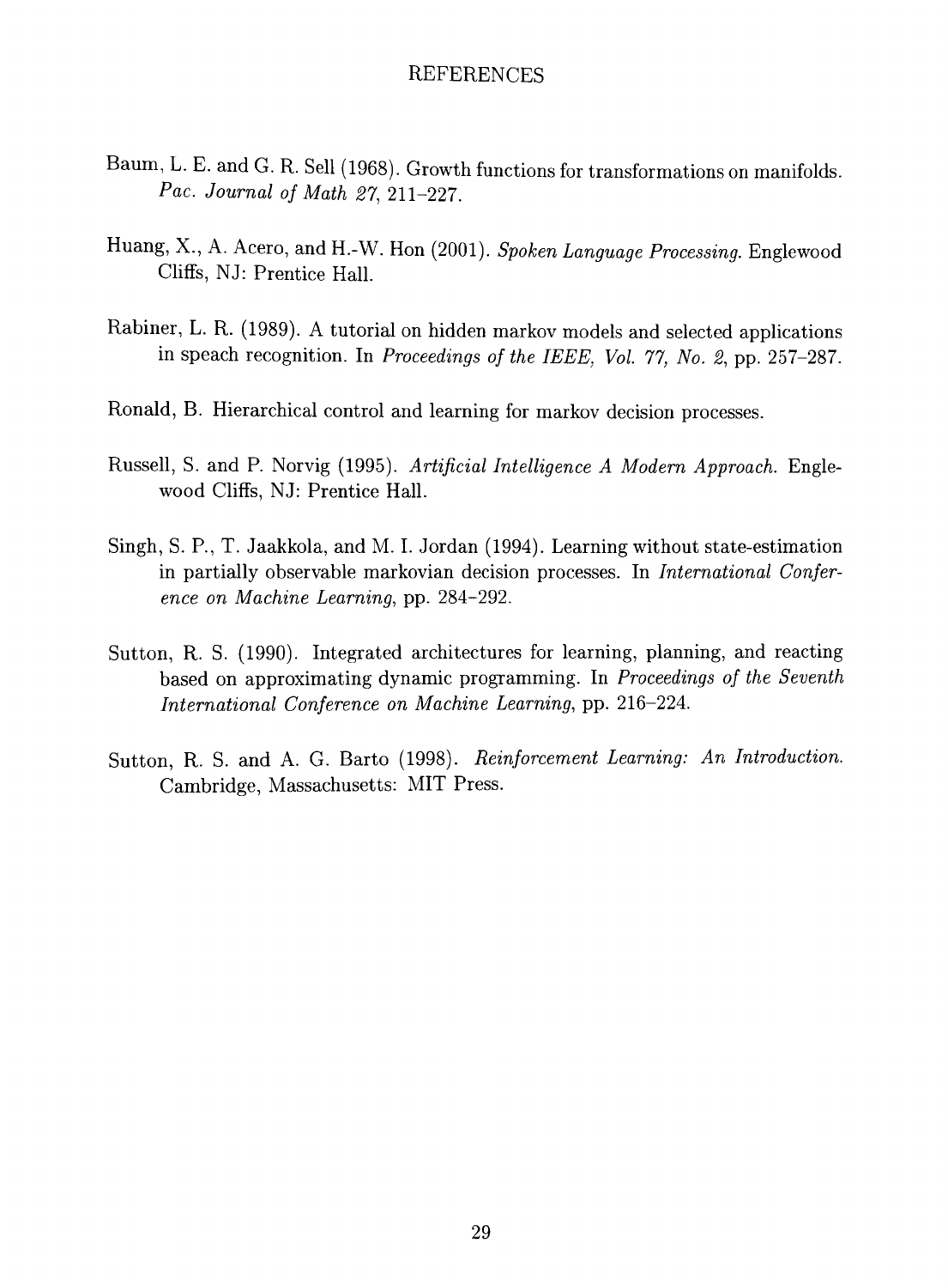# REFERENCES

Baum, L. E. and G. R. Sell (1968). Growth functions for transformations on manifolds. *Pac. Journal of Math 27*, 211–227.

Huang, X., A. Acero, and H.-W. Hon (2001). *Spoken Language Processing.* Englewood Cliffs, NJ: Prentice Hall.

Rabiner, L. R. (1989). A tutorial on hidden markov models and selected applications in speach recognition. In *Proceedings of the IEEE, Vol. 77, No. 2*, pp. 257–287.

Ronald, B. Hierarchical control and learning for markov decision processes.

Russell, S. and P. Norvig (1995). *Artificial Intelligence A Modern Approach.* Englewood Cliffs, NJ: Prentice Hall.

Singh, S. P., T. Jaakkola, and M. I. Jordan (1994). Learning without state-estimation in partially observable markovian decision processes. In *International Conference on Machine Learning*, pp. 284–292.

Sutton, R. S. (1990). Integrated architectures for learning, planning, and reacting based on approximating dynamic programming. In *Proceedings of the Seventh International Conference on Machine Learning*, pp. 216–224.

Sutton, R. S. and A. G. Barto (1998). *Reinforcement Learning: An Introduction.* Cambridge, Massachusetts: MIT Press.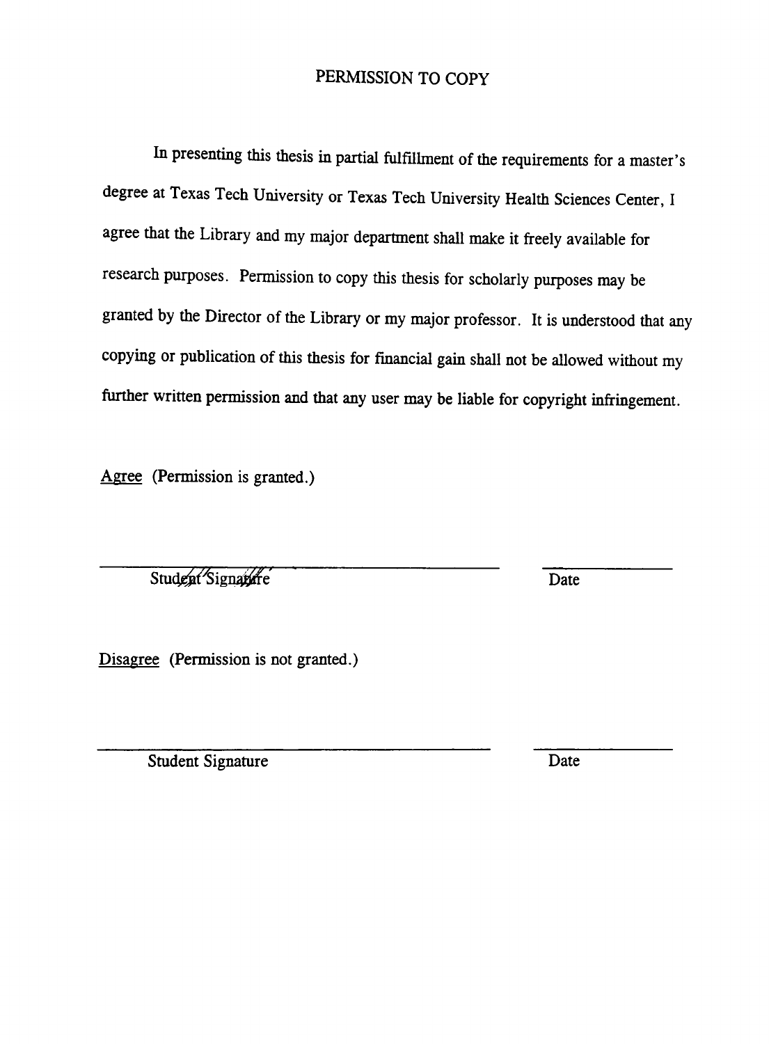# PERMISSION TO COPY

In presenting this thesis in partial fulfillment of the requirements for a master's degree at Texas Tech University or Texas Tech University Health Sciences Center, I agree that the Library and my major department shall make it freely available for research purposes. Permission to copy this thesis for scholarly purposes may be granted by the Director of the Library or my major professor. It is understood that any copying or publication of this thesis for financial gain shall not be allowed without my further written permission and that any user may be liable for copyright infringement.

<u>Agree</u> (Permission is granted.)

______________________________________________ _______________
Student Signature Date

<u>Disagree</u> (Permission is not granted.)

______________________________________________ _______________
Student Signature Date